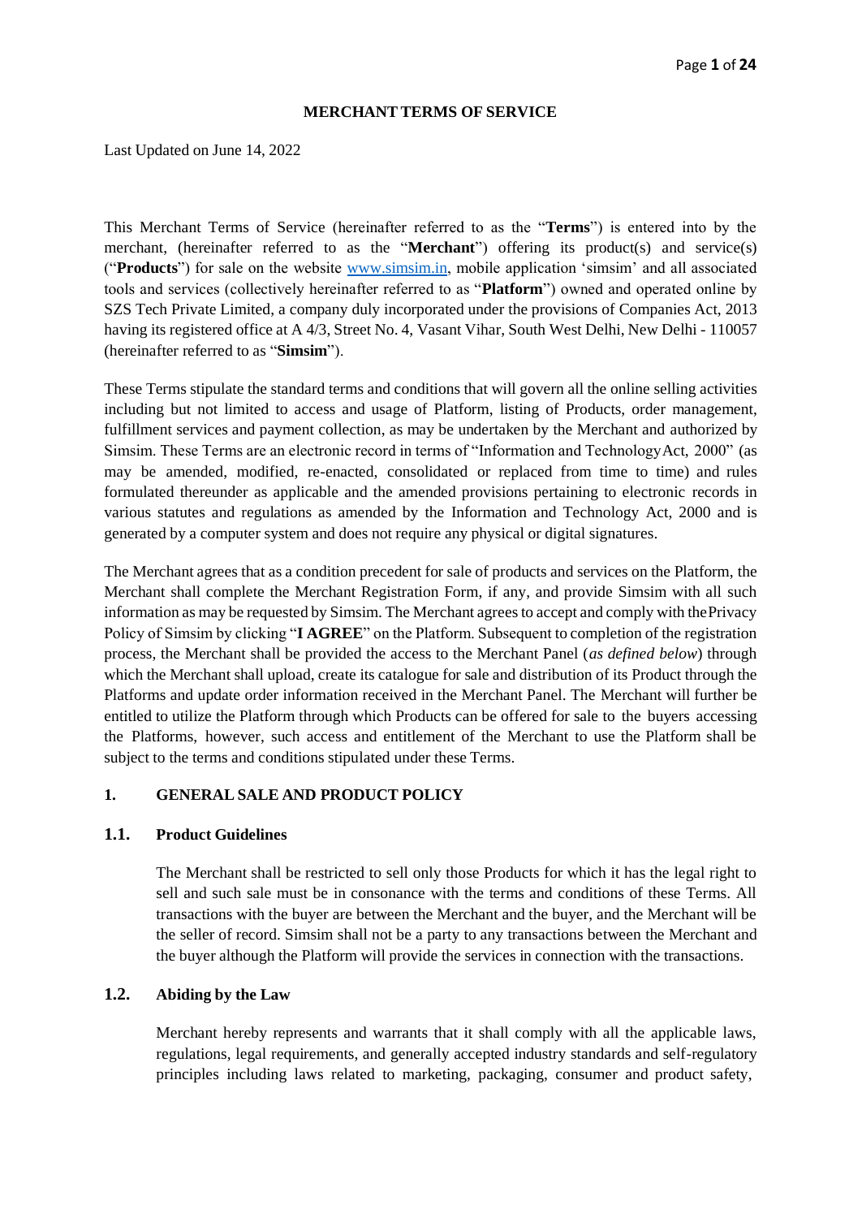# MERCHANT TERMS OF SERVICE

Last Updated on June 14, 2022

This Merchant Terms of Service (hereinafter referred to as the "**Terms**") is entered into by the merchant, (hereinafter referred to as the "**Merchant**") offering its product(s) and service(s) ("**Products**") for sale on the website www.simsim.in, mobile application 'simsim' and all associated tools and services (collectively hereinafter referred to as "**Platform**") owned and operated online by SZS Tech Private Limited, a company duly incorporated under the provisions of Companies Act, 2013 having its registered office at A 4/3, Street No. 4, Vasant Vihar, South West Delhi, New Delhi - 110057 (hereinafter referred to as "**Simsim**").

These Terms stipulate the standard terms and conditions that will govern all the online selling activities including but not limited to access and usage of Platform, listing of Products, order management, fulfillment services and payment collection, as may be undertaken by the Merchant and authorized by Simsim. These Terms are an electronic record in terms of "Information and Technology Act, 2000" (as may be amended, modified, re-enacted, consolidated or replaced from time to time) and rules formulated thereunder as applicable and the amended provisions pertaining to electronic records in various statutes and regulations as amended by the Information and Technology Act, 2000 and is generated by a computer system and does not require any physical or digital signatures.

The Merchant agrees that as a condition precedent for sale of products and services on the Platform, the Merchant shall complete the Merchant Registration Form, if any, and provide Simsim with all such information as may be requested by Simsim. The Merchant agrees to accept and comply with the Privacy Policy of Simsim by clicking "**I AGREE**" on the Platform. Subsequent to completion of the registration process, the Merchant shall be provided the access to the Merchant Panel (*as defined below*) through which the Merchant shall upload, create its catalogue for sale and distribution of its Product through the Platforms and update order information received in the Merchant Panel. The Merchant will further be entitled to utilize the Platform through which Products can be offered for sale to the buyers accessing the Platforms, however, such access and entitlement of the Merchant to use the Platform shall be subject to the terms and conditions stipulated under these Terms.

## 1. GENERAL SALE AND PRODUCT POLICY

### 1.1. Product Guidelines

The Merchant shall be restricted to sell only those Products for which it has the legal right to sell and such sale must be in consonance with the terms and conditions of these Terms. All transactions with the buyer are between the Merchant and the buyer, and the Merchant will be the seller of record. Simsim shall not be a party to any transactions between the Merchant and the buyer although the Platform will provide the services in connection with the transactions.

### 1.2. Abiding by the Law

Merchant hereby represents and warrants that it shall comply with all the applicable laws, regulations, legal requirements, and generally accepted industry standards and self-regulatory principles including laws related to marketing, packaging, consumer and product safety,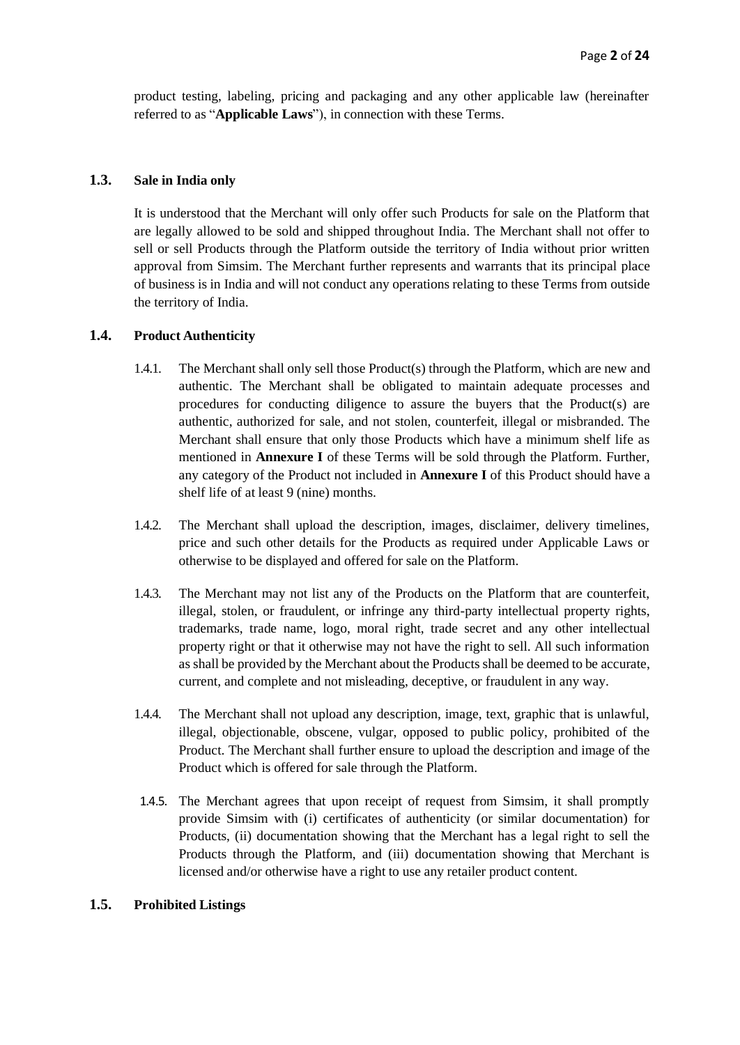product testing, labeling, pricing and packaging and any other applicable law (hereinafter referred to as "**Applicable Laws**"), in connection with these Terms.

### 1.3. Sale in India only

It is understood that the Merchant will only offer such Products for sale on the Platform that are legally allowed to be sold and shipped throughout India. The Merchant shall not offer to sell or sell Products through the Platform outside the territory of India without prior written approval from Simsim. The Merchant further represents and warrants that its principal place of business is in India and will not conduct any operations relating to these Terms from outside the territory of India.

### 1.4. Product Authenticity

1.4.1. The Merchant shall only sell those Product(s) through the Platform, which are new and authentic. The Merchant shall be obligated to maintain adequate processes and procedures for conducting diligence to assure the buyers that the Product(s) are authentic, authorized for sale, and not stolen, counterfeit, illegal or misbranded. The Merchant shall ensure that only those Products which have a minimum shelf life as mentioned in **Annexure I** of these Terms will be sold through the Platform. Further, any category of the Product not included in **Annexure I** of this Product should have a shelf life of at least 9 (nine) months.

1.4.2. The Merchant shall upload the description, images, disclaimer, delivery timelines, price and such other details for the Products as required under Applicable Laws or otherwise to be displayed and offered for sale on the Platform.

1.4.3. The Merchant may not list any of the Products on the Platform that are counterfeit, illegal, stolen, or fraudulent, or infringe any third-party intellectual property rights, trademarks, trade name, logo, moral right, trade secret and any other intellectual property right or that it otherwise may not have the right to sell. All such information as shall be provided by the Merchant about the Products shall be deemed to be accurate, current, and complete and not misleading, deceptive, or fraudulent in any way.

1.4.4. The Merchant shall not upload any description, image, text, graphic that is unlawful, illegal, objectionable, obscene, vulgar, opposed to public policy, prohibited of the Product. The Merchant shall further ensure to upload the description and image of the Product which is offered for sale through the Platform.

1.4.5. The Merchant agrees that upon receipt of request from Simsim, it shall promptly provide Simsim with (i) certificates of authenticity (or similar documentation) for Products, (ii) documentation showing that the Merchant has a legal right to sell the Products through the Platform, and (iii) documentation showing that Merchant is licensed and/or otherwise have a right to use any retailer product content.

### 1.5. Prohibited Listings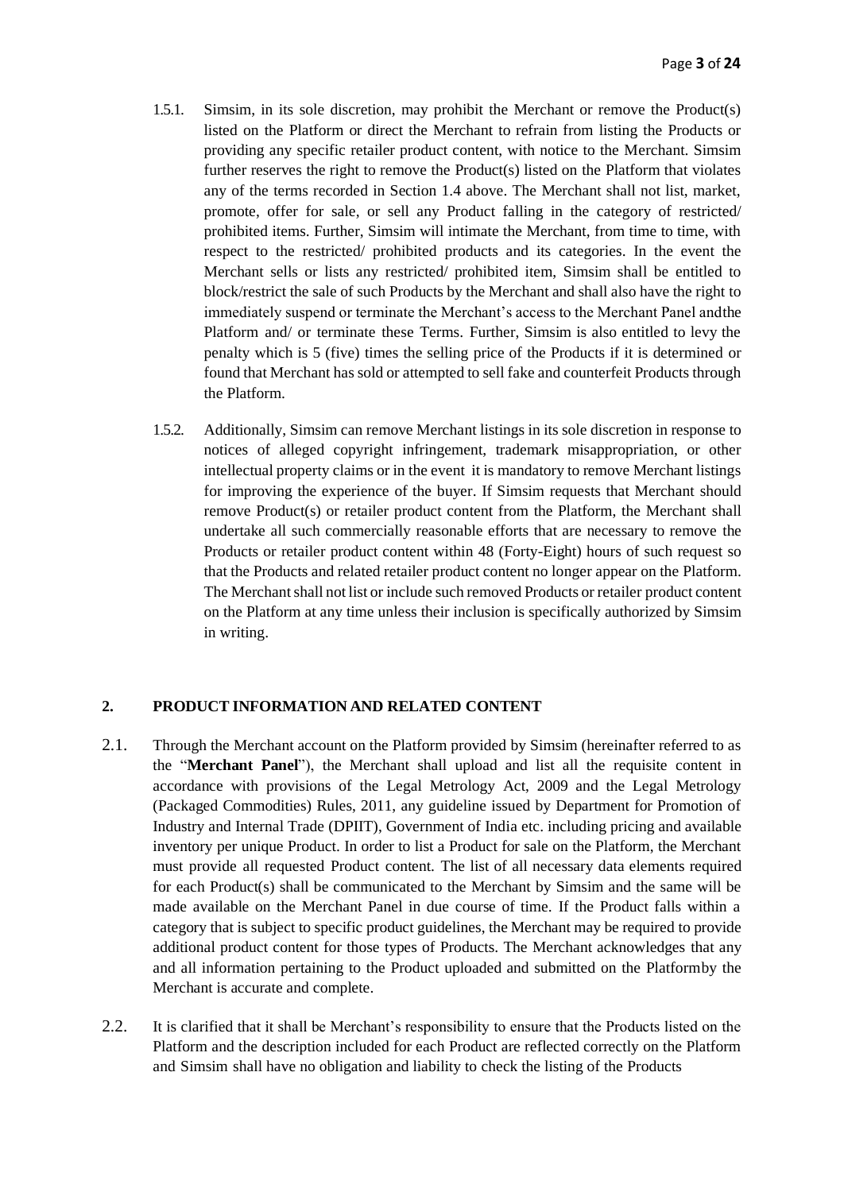1.5.1. Simsim, in its sole discretion, may prohibit the Merchant or remove the Product(s) listed on the Platform or direct the Merchant to refrain from listing the Products or providing any specific retailer product content, with notice to the Merchant. Simsim further reserves the right to remove the Product(s) listed on the Platform that violates any of the terms recorded in Section 1.4 above. The Merchant shall not list, market, promote, offer for sale, or sell any Product falling in the category of restricted/ prohibited items. Further, Simsim will intimate the Merchant, from time to time, with respect to the restricted/ prohibited products and its categories. In the event the Merchant sells or lists any restricted/ prohibited item, Simsim shall be entitled to block/restrict the sale of such Products by the Merchant and shall also have the right to immediately suspend or terminate the Merchant's access to the Merchant Panel andthe Platform and/ or terminate these Terms. Further, Simsim is also entitled to levy the penalty which is 5 (five) times the selling price of the Products if it is determined or found that Merchant has sold or attempted to sell fake and counterfeit Products through the Platform.

1.5.2. Additionally, Simsim can remove Merchant listings in its sole discretion in response to notices of alleged copyright infringement, trademark misappropriation, or other intellectual property claims or in the event it is mandatory to remove Merchant listings for improving the experience of the buyer. If Simsim requests that Merchant should remove Product(s) or retailer product content from the Platform, the Merchant shall undertake all such commercially reasonable efforts that are necessary to remove the Products or retailer product content within 48 (Forty-Eight) hours of such request so that the Products and related retailer product content no longer appear on the Platform. The Merchant shall not list or include such removed Products or retailer product content on the Platform at any time unless their inclusion is specifically authorized by Simsim in writing.

## 2. PRODUCT INFORMATION AND RELATED CONTENT

2.1. Through the Merchant account on the Platform provided by Simsim (hereinafter referred to as the "**Merchant Panel**"), the Merchant shall upload and list all the requisite content in accordance with provisions of the Legal Metrology Act, 2009 and the Legal Metrology (Packaged Commodities) Rules, 2011, any guideline issued by Department for Promotion of Industry and Internal Trade (DPIIT), Government of India etc. including pricing and available inventory per unique Product. In order to list a Product for sale on the Platform, the Merchant must provide all requested Product content. The list of all necessary data elements required for each Product(s) shall be communicated to the Merchant by Simsim and the same will be made available on the Merchant Panel in due course of time. If the Product falls within a category that is subject to specific product guidelines, the Merchant may be required to provide additional product content for those types of Products. The Merchant acknowledges that any and all information pertaining to the Product uploaded and submitted on the Platformby the Merchant is accurate and complete.

2.2. It is clarified that it shall be Merchant's responsibility to ensure that the Products listed on the Platform and the description included for each Product are reflected correctly on the Platform and Simsim shall have no obligation and liability to check the listing of the Products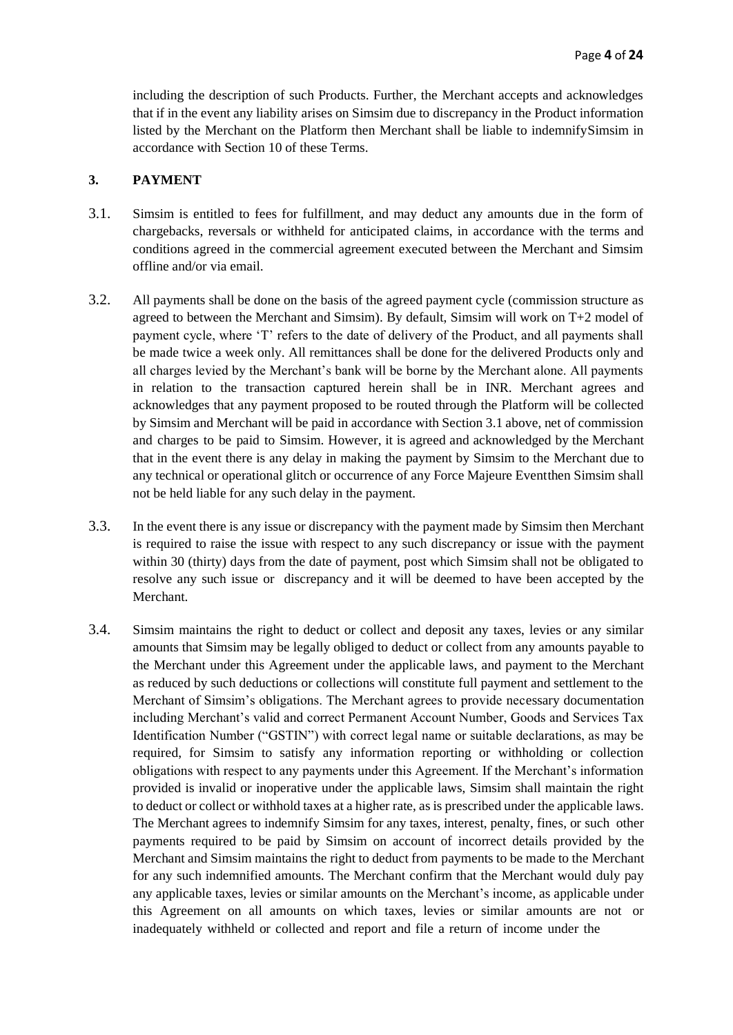including the description of such Products. Further, the Merchant accepts and acknowledges that if in the event any liability arises on Simsim due to discrepancy in the Product information listed by the Merchant on the Platform then Merchant shall be liable to indemnifySimsim in accordance with Section 10 of these Terms.

## 3. PAYMENT

3.1. Simsim is entitled to fees for fulfillment, and may deduct any amounts due in the form of chargebacks, reversals or withheld for anticipated claims, in accordance with the terms and conditions agreed in the commercial agreement executed between the Merchant and Simsim offline and/or via email.

3.2. All payments shall be done on the basis of the agreed payment cycle (commission structure as agreed to between the Merchant and Simsim). By default, Simsim will work on T+2 model of payment cycle, where 'T' refers to the date of delivery of the Product, and all payments shall be made twice a week only. All remittances shall be done for the delivered Products only and all charges levied by the Merchant's bank will be borne by the Merchant alone. All payments in relation to the transaction captured herein shall be in INR. Merchant agrees and acknowledges that any payment proposed to be routed through the Platform will be collected by Simsim and Merchant will be paid in accordance with Section 3.1 above, net of commission and charges to be paid to Simsim. However, it is agreed and acknowledged by the Merchant that in the event there is any delay in making the payment by Simsim to the Merchant due to any technical or operational glitch or occurrence of any Force Majeure Eventthen Simsim shall not be held liable for any such delay in the payment.

3.3. In the event there is any issue or discrepancy with the payment made by Simsim then Merchant is required to raise the issue with respect to any such discrepancy or issue with the payment within 30 (thirty) days from the date of payment, post which Simsim shall not be obligated to resolve any such issue or discrepancy and it will be deemed to have been accepted by the Merchant.

3.4. Simsim maintains the right to deduct or collect and deposit any taxes, levies or any similar amounts that Simsim may be legally obliged to deduct or collect from any amounts payable to the Merchant under this Agreement under the applicable laws, and payment to the Merchant as reduced by such deductions or collections will constitute full payment and settlement to the Merchant of Simsim's obligations. The Merchant agrees to provide necessary documentation including Merchant's valid and correct Permanent Account Number, Goods and Services Tax Identification Number ("GSTIN") with correct legal name or suitable declarations, as may be required, for Simsim to satisfy any information reporting or withholding or collection obligations with respect to any payments under this Agreement. If the Merchant's information provided is invalid or inoperative under the applicable laws, Simsim shall maintain the right to deduct or collect or withhold taxes at a higher rate, as is prescribed under the applicable laws. The Merchant agrees to indemnify Simsim for any taxes, interest, penalty, fines, or such other payments required to be paid by Simsim on account of incorrect details provided by the Merchant and Simsim maintains the right to deduct from payments to be made to the Merchant for any such indemnified amounts. The Merchant confirm that the Merchant would duly pay any applicable taxes, levies or similar amounts on the Merchant's income, as applicable under this Agreement on all amounts on which taxes, levies or similar amounts are not or inadequately withheld or collected and report and file a return of income under the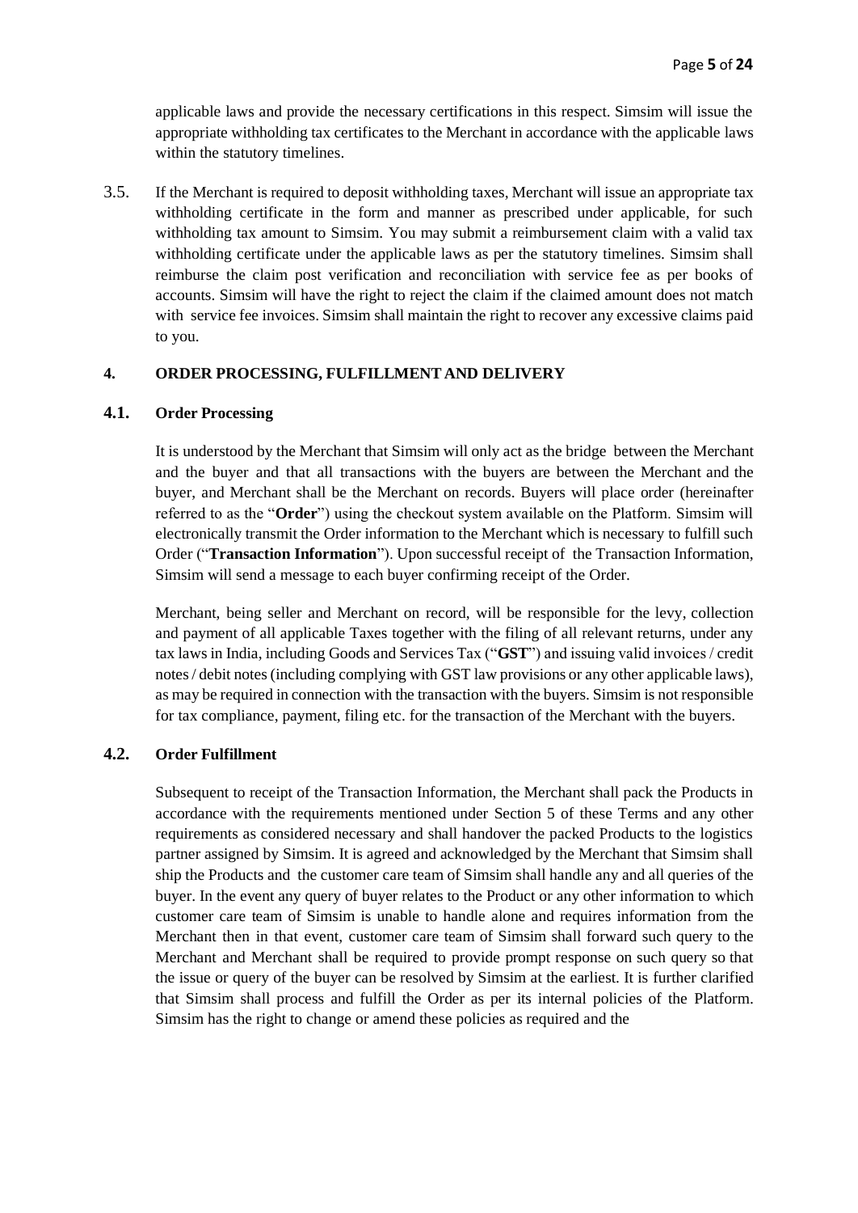applicable laws and provide the necessary certifications in this respect. Simsim will issue the appropriate withholding tax certificates to the Merchant in accordance with the applicable laws within the statutory timelines.

3.5. If the Merchant is required to deposit withholding taxes, Merchant will issue an appropriate tax withholding certificate in the form and manner as prescribed under applicable, for such withholding tax amount to Simsim. You may submit a reimbursement claim with a valid tax withholding certificate under the applicable laws as per the statutory timelines. Simsim shall reimburse the claim post verification and reconciliation with service fee as per books of accounts. Simsim will have the right to reject the claim if the claimed amount does not match with service fee invoices. Simsim shall maintain the right to recover any excessive claims paid to you.

## 4. ORDER PROCESSING, FULFILLMENT AND DELIVERY

### 4.1. Order Processing

It is understood by the Merchant that Simsim will only act as the bridge between the Merchant and the buyer and that all transactions with the buyers are between the Merchant and the buyer, and Merchant shall be the Merchant on records. Buyers will place order (hereinafter referred to as the "**Order**") using the checkout system available on the Platform. Simsim will electronically transmit the Order information to the Merchant which is necessary to fulfill such Order ("**Transaction Information**"). Upon successful receipt of the Transaction Information, Simsim will send a message to each buyer confirming receipt of the Order.

Merchant, being seller and Merchant on record, will be responsible for the levy, collection and payment of all applicable Taxes together with the filing of all relevant returns, under any tax laws in India, including Goods and Services Tax ("**GST**") and issuing valid invoices / credit notes / debit notes (including complying with GST law provisions or any other applicable laws), as may be required in connection with the transaction with the buyers. Simsim is not responsible for tax compliance, payment, filing etc. for the transaction of the Merchant with the buyers.

### 4.2. Order Fulfillment

Subsequent to receipt of the Transaction Information, the Merchant shall pack the Products in accordance with the requirements mentioned under Section 5 of these Terms and any other requirements as considered necessary and shall handover the packed Products to the logistics partner assigned by Simsim. It is agreed and acknowledged by the Merchant that Simsim shall ship the Products and the customer care team of Simsim shall handle any and all queries of the buyer. In the event any query of buyer relates to the Product or any other information to which customer care team of Simsim is unable to handle alone and requires information from the Merchant then in that event, customer care team of Simsim shall forward such query to the Merchant and Merchant shall be required to provide prompt response on such query so that the issue or query of the buyer can be resolved by Simsim at the earliest. It is further clarified that Simsim shall process and fulfill the Order as per its internal policies of the Platform. Simsim has the right to change or amend these policies as required and the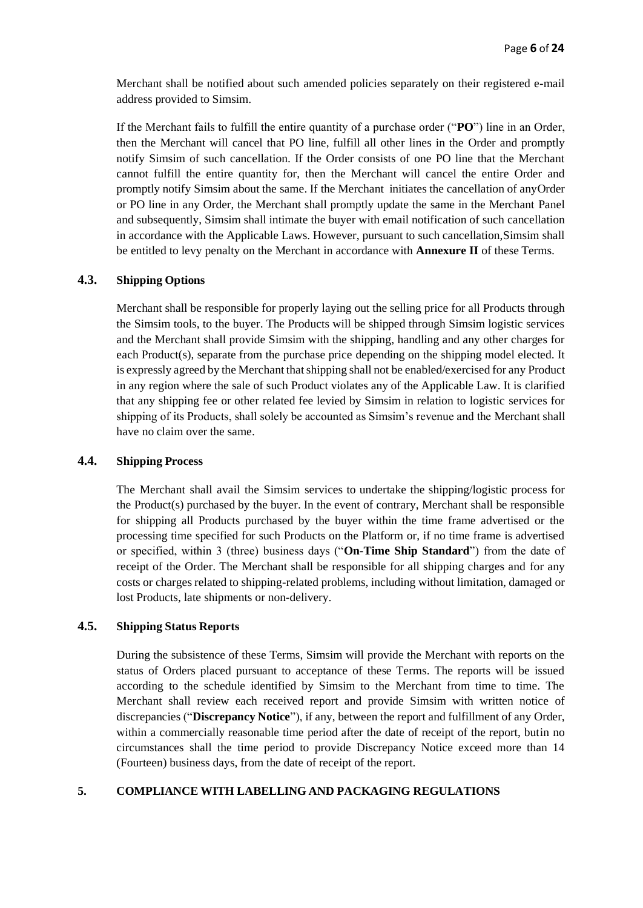Merchant shall be notified about such amended policies separately on their registered e-mail address provided to Simsim.

If the Merchant fails to fulfill the entire quantity of a purchase order ("**PO**") line in an Order, then the Merchant will cancel that PO line, fulfill all other lines in the Order and promptly notify Simsim of such cancellation. If the Order consists of one PO line that the Merchant cannot fulfill the entire quantity for, then the Merchant will cancel the entire Order and promptly notify Simsim about the same. If the Merchant initiates the cancellation of anyOrder or PO line in any Order, the Merchant shall promptly update the same in the Merchant Panel and subsequently, Simsim shall intimate the buyer with email notification of such cancellation in accordance with the Applicable Laws. However, pursuant to such cancellation,Simsim shall be entitled to levy penalty on the Merchant in accordance with **Annexure II** of these Terms.

### 4.3. Shipping Options

Merchant shall be responsible for properly laying out the selling price for all Products through the Simsim tools, to the buyer. The Products will be shipped through Simsim logistic services and the Merchant shall provide Simsim with the shipping, handling and any other charges for each Product(s), separate from the purchase price depending on the shipping model elected. It is expressly agreed by the Merchant that shipping shall not be enabled/exercised for any Product in any region where the sale of such Product violates any of the Applicable Law. It is clarified that any shipping fee or other related fee levied by Simsim in relation to logistic services for shipping of its Products, shall solely be accounted as Simsim's revenue and the Merchant shall have no claim over the same.

### 4.4. Shipping Process

The Merchant shall avail the Simsim services to undertake the shipping/logistic process for the Product(s) purchased by the buyer. In the event of contrary, Merchant shall be responsible for shipping all Products purchased by the buyer within the time frame advertised or the processing time specified for such Products on the Platform or, if no time frame is advertised or specified, within 3 (three) business days ("**On-Time Ship Standard**") from the date of receipt of the Order. The Merchant shall be responsible for all shipping charges and for any costs or charges related to shipping-related problems, including without limitation, damaged or lost Products, late shipments or non-delivery.

### 4.5. Shipping Status Reports

During the subsistence of these Terms, Simsim will provide the Merchant with reports on the status of Orders placed pursuant to acceptance of these Terms. The reports will be issued according to the schedule identified by Simsim to the Merchant from time to time. The Merchant shall review each received report and provide Simsim with written notice of discrepancies ("**Discrepancy Notice**"), if any, between the report and fulfillment of any Order, within a commercially reasonable time period after the date of receipt of the report, butin no circumstances shall the time period to provide Discrepancy Notice exceed more than 14 (Fourteen) business days, from the date of receipt of the report.

## 5. COMPLIANCE WITH LABELLING AND PACKAGING REGULATIONS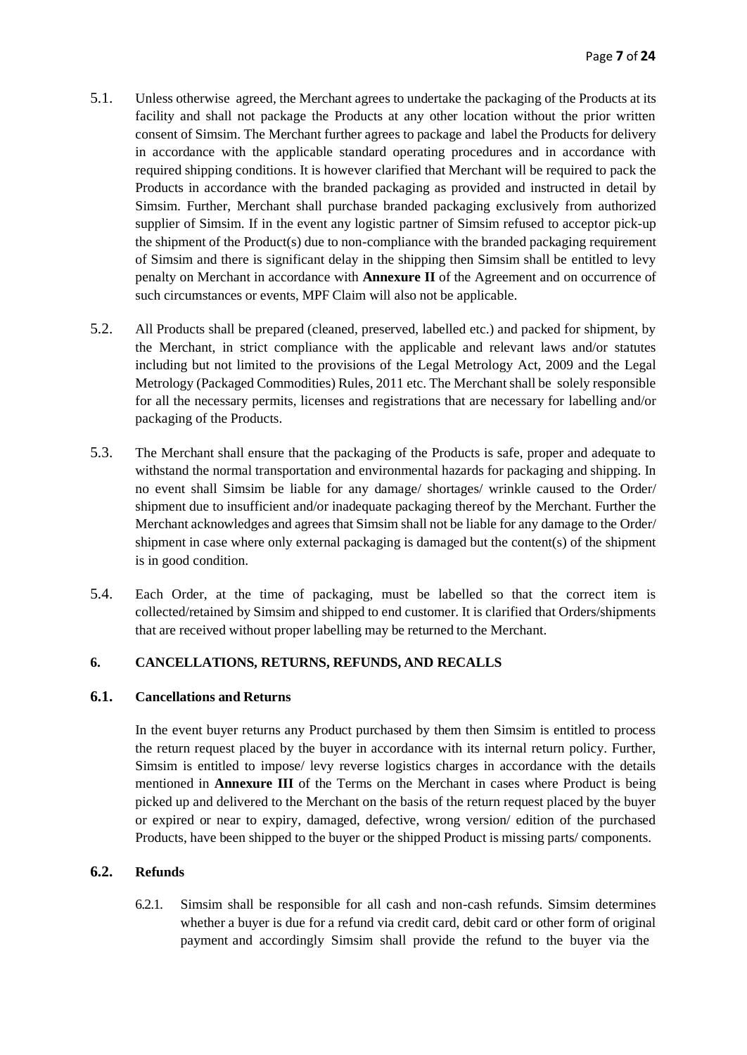5.1. Unless otherwise agreed, the Merchant agrees to undertake the packaging of the Products at its facility and shall not package the Products at any other location without the prior written consent of Simsim. The Merchant further agrees to package and label the Products for delivery in accordance with the applicable standard operating procedures and in accordance with required shipping conditions. It is however clarified that Merchant will be required to pack the Products in accordance with the branded packaging as provided and instructed in detail by Simsim. Further, Merchant shall purchase branded packaging exclusively from authorized supplier of Simsim. If in the event any logistic partner of Simsim refused to acceptor pick-up the shipment of the Product(s) due to non-compliance with the branded packaging requirement of Simsim and there is significant delay in the shipping then Simsim shall be entitled to levy penalty on Merchant in accordance with **Annexure II** of the Agreement and on occurrence of such circumstances or events, MPF Claim will also not be applicable.

5.2. All Products shall be prepared (cleaned, preserved, labelled etc.) and packed for shipment, by the Merchant, in strict compliance with the applicable and relevant laws and/or statutes including but not limited to the provisions of the Legal Metrology Act, 2009 and the Legal Metrology (Packaged Commodities) Rules, 2011 etc. The Merchant shall be solely responsible for all the necessary permits, licenses and registrations that are necessary for labelling and/or packaging of the Products.

5.3. The Merchant shall ensure that the packaging of the Products is safe, proper and adequate to withstand the normal transportation and environmental hazards for packaging and shipping. In no event shall Simsim be liable for any damage/ shortages/ wrinkle caused to the Order/ shipment due to insufficient and/or inadequate packaging thereof by the Merchant. Further the Merchant acknowledges and agrees that Simsim shall not be liable for any damage to the Order/ shipment in case where only external packaging is damaged but the content(s) of the shipment is in good condition.

5.4. Each Order, at the time of packaging, must be labelled so that the correct item is collected/retained by Simsim and shipped to end customer. It is clarified that Orders/shipments that are received without proper labelling may be returned to the Merchant.

## 6. CANCELLATIONS, RETURNS, REFUNDS, AND RECALLS

### 6.1. Cancellations and Returns

In the event buyer returns any Product purchased by them then Simsim is entitled to process the return request placed by the buyer in accordance with its internal return policy. Further, Simsim is entitled to impose/ levy reverse logistics charges in accordance with the details mentioned in **Annexure III** of the Terms on the Merchant in cases where Product is being picked up and delivered to the Merchant on the basis of the return request placed by the buyer or expired or near to expiry, damaged, defective, wrong version/ edition of the purchased Products, have been shipped to the buyer or the shipped Product is missing parts/ components.

### 6.2. Refunds

6.2.1. Simsim shall be responsible for all cash and non-cash refunds. Simsim determines whether a buyer is due for a refund via credit card, debit card or other form of original payment and accordingly Simsim shall provide the refund to the buyer via the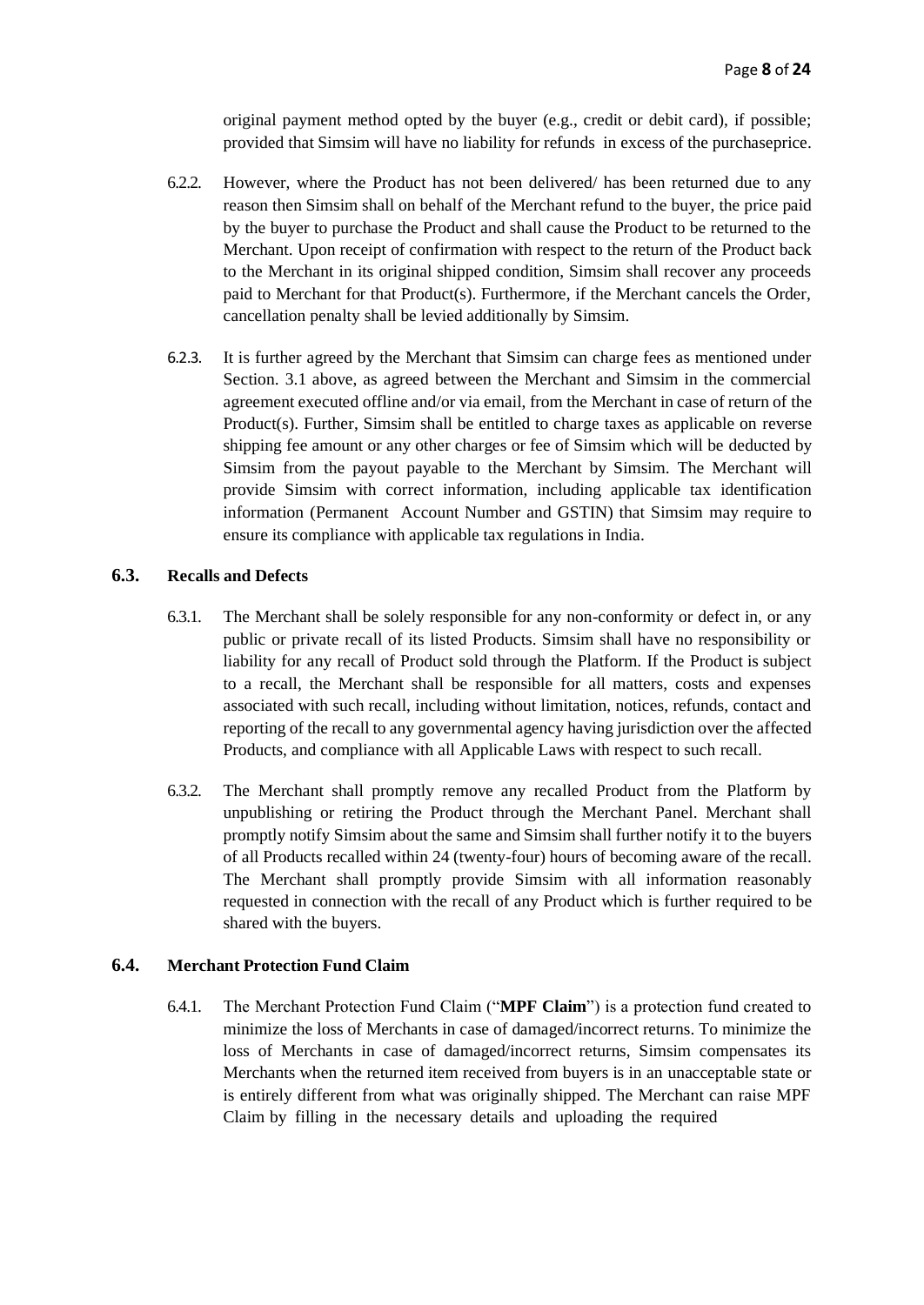original payment method opted by the buyer (e.g., credit or debit card), if possible; provided that Simsim will have no liability for refunds in excess of the purchaseprice.

6.2.2. However, where the Product has not been delivered/ has been returned due to any reason then Simsim shall on behalf of the Merchant refund to the buyer, the price paid by the buyer to purchase the Product and shall cause the Product to be returned to the Merchant. Upon receipt of confirmation with respect to the return of the Product back to the Merchant in its original shipped condition, Simsim shall recover any proceeds paid to Merchant for that Product(s). Furthermore, if the Merchant cancels the Order, cancellation penalty shall be levied additionally by Simsim.

6.2.3. It is further agreed by the Merchant that Simsim can charge fees as mentioned under Section. 3.1 above, as agreed between the Merchant and Simsim in the commercial agreement executed offline and/or via email, from the Merchant in case of return of the Product(s). Further, Simsim shall be entitled to charge taxes as applicable on reverse shipping fee amount or any other charges or fee of Simsim which will be deducted by Simsim from the payout payable to the Merchant by Simsim. The Merchant will provide Simsim with correct information, including applicable tax identification information (Permanent Account Number and GSTIN) that Simsim may require to ensure its compliance with applicable tax regulations in India.

### 6.3. Recalls and Defects

6.3.1. The Merchant shall be solely responsible for any non-conformity or defect in, or any public or private recall of its listed Products. Simsim shall have no responsibility or liability for any recall of Product sold through the Platform. If the Product is subject to a recall, the Merchant shall be responsible for all matters, costs and expenses associated with such recall, including without limitation, notices, refunds, contact and reporting of the recall to any governmental agency having jurisdiction over the affected Products, and compliance with all Applicable Laws with respect to such recall.

6.3.2. The Merchant shall promptly remove any recalled Product from the Platform by unpublishing or retiring the Product through the Merchant Panel. Merchant shall promptly notify Simsim about the same and Simsim shall further notify it to the buyers of all Products recalled within 24 (twenty-four) hours of becoming aware of the recall. The Merchant shall promptly provide Simsim with all information reasonably requested in connection with the recall of any Product which is further required to be shared with the buyers.

### 6.4. Merchant Protection Fund Claim

6.4.1. The Merchant Protection Fund Claim ("**MPF Claim**") is a protection fund created to minimize the loss of Merchants in case of damaged/incorrect returns. To minimize the loss of Merchants in case of damaged/incorrect returns, Simsim compensates its Merchants when the returned item received from buyers is in an unacceptable state or is entirely different from what was originally shipped. The Merchant can raise MPF Claim by filling in the necessary details and uploading the required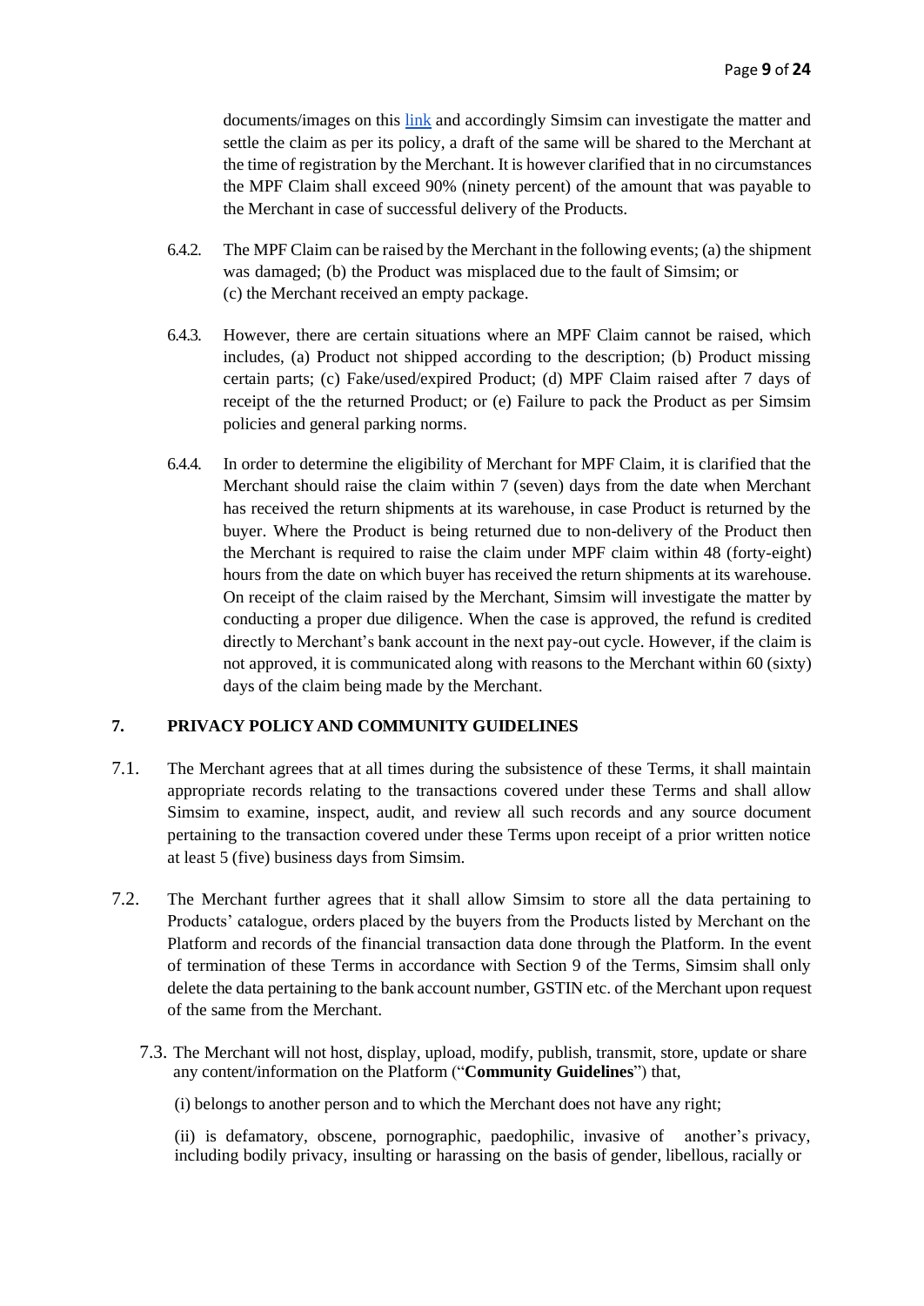documents/images on this [link](link) and accordingly Simsim can investigate the matter and settle the claim as per its policy, a draft of the same will be shared to the Merchant at the time of registration by the Merchant. It is however clarified that in no circumstances the MPF Claim shall exceed 90% (ninety percent) of the amount that was payable to the Merchant in case of successful delivery of the Products.

6.4.2. The MPF Claim can be raised by the Merchant in the following events; (a) the shipment was damaged; (b) the Product was misplaced due to the fault of Simsim; or (c) the Merchant received an empty package.

6.4.3. However, there are certain situations where an MPF Claim cannot be raised, which includes, (a) Product not shipped according to the description; (b) Product missing certain parts; (c) Fake/used/expired Product; (d) MPF Claim raised after 7 days of receipt of the the returned Product; or (e) Failure to pack the Product as per Simsim policies and general parking norms.

6.4.4. In order to determine the eligibility of Merchant for MPF Claim, it is clarified that the Merchant should raise the claim within 7 (seven) days from the date when Merchant has received the return shipments at its warehouse, in case Product is returned by the buyer. Where the Product is being returned due to non-delivery of the Product then the Merchant is required to raise the claim under MPF claim within 48 (forty-eight) hours from the date on which buyer has received the return shipments at its warehouse. On receipt of the claim raised by the Merchant, Simsim will investigate the matter by conducting a proper due diligence. When the case is approved, the refund is credited directly to Merchant's bank account in the next pay-out cycle. However, if the claim is not approved, it is communicated along with reasons to the Merchant within 60 (sixty) days of the claim being made by the Merchant.

## 7. PRIVACY POLICY AND COMMUNITY GUIDELINES

7.1. The Merchant agrees that at all times during the subsistence of these Terms, it shall maintain appropriate records relating to the transactions covered under these Terms and shall allow Simsim to examine, inspect, audit, and review all such records and any source document pertaining to the transaction covered under these Terms upon receipt of a prior written notice at least 5 (five) business days from Simsim.

7.2. The Merchant further agrees that it shall allow Simsim to store all the data pertaining to Products' catalogue, orders placed by the buyers from the Products listed by Merchant on the Platform and records of the financial transaction data done through the Platform. In the event of termination of these Terms in accordance with Section 9 of the Terms, Simsim shall only delete the data pertaining to the bank account number, GSTIN etc. of the Merchant upon request of the same from the Merchant.

7.3. The Merchant will not host, display, upload, modify, publish, transmit, store, update or share any content/information on the Platform ("**Community Guidelines**") that,

(i) belongs to another person and to which the Merchant does not have any right;

(ii) is defamatory, obscene, pornographic, paedophilic, invasive of another's privacy, including bodily privacy, insulting or harassing on the basis of gender, libellous, racially or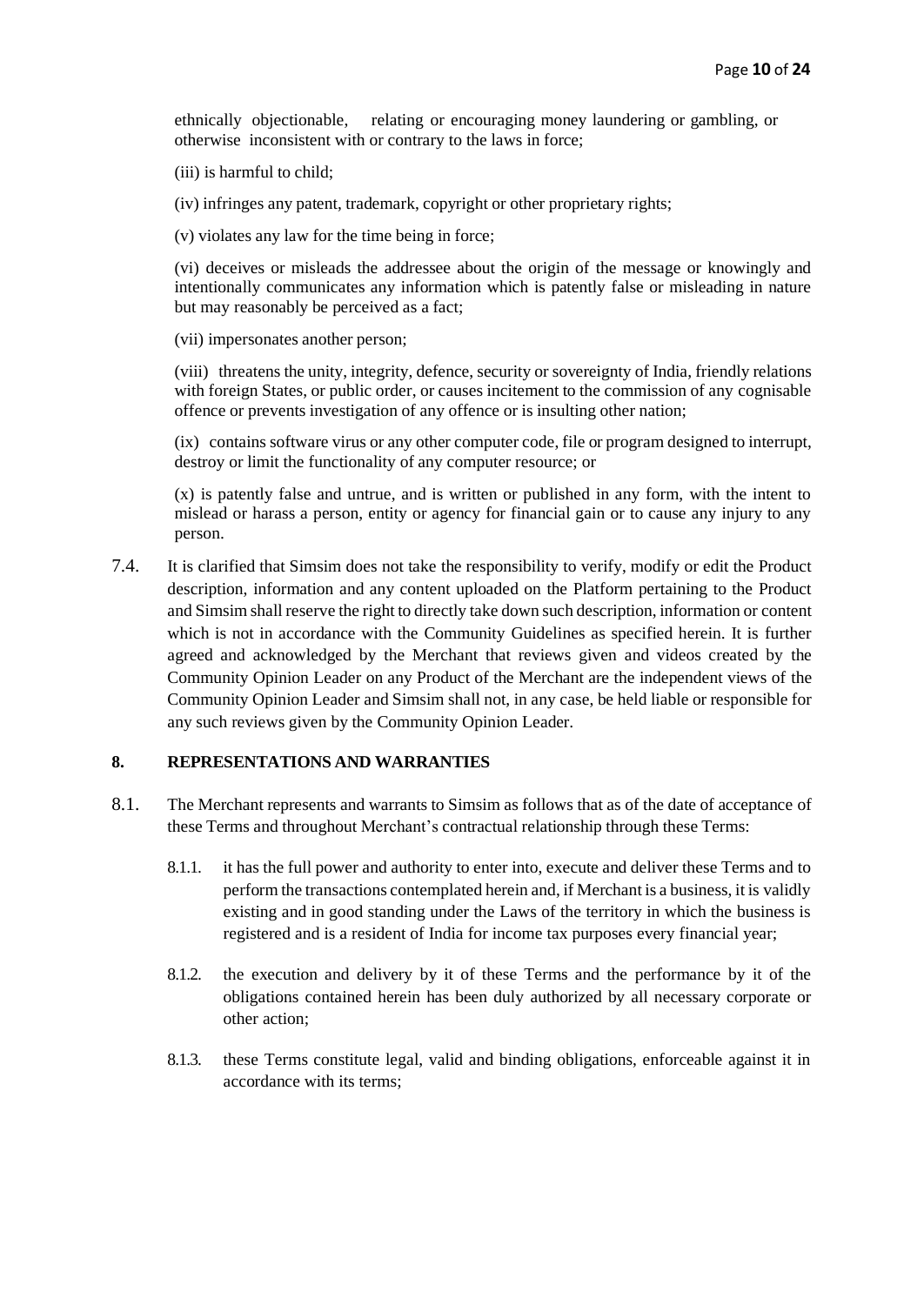ethnically objectionable, relating or encouraging money laundering or gambling, or otherwise inconsistent with or contrary to the laws in force;

(iii) is harmful to child;

(iv) infringes any patent, trademark, copyright or other proprietary rights;

(v) violates any law for the time being in force;

(vi) deceives or misleads the addressee about the origin of the message or knowingly and intentionally communicates any information which is patently false or misleading in nature but may reasonably be perceived as a fact;

(vii) impersonates another person;

(viii) threatens the unity, integrity, defence, security or sovereignty of India, friendly relations with foreign States, or public order, or causes incitement to the commission of any cognisable offence or prevents investigation of any offence or is insulting other nation;

(ix) contains software virus or any other computer code, file or program designed to interrupt, destroy or limit the functionality of any computer resource; or

(x) is patently false and untrue, and is written or published in any form, with the intent to mislead or harass a person, entity or agency for financial gain or to cause any injury to any person.

7.4. It is clarified that Simsim does not take the responsibility to verify, modify or edit the Product description, information and any content uploaded on the Platform pertaining to the Product and Simsim shall reserve the right to directly take down such description, information or content which is not in accordance with the Community Guidelines as specified herein. It is further agreed and acknowledged by the Merchant that reviews given and videos created by the Community Opinion Leader on any Product of the Merchant are the independent views of the Community Opinion Leader and Simsim shall not, in any case, be held liable or responsible for any such reviews given by the Community Opinion Leader.

## 8. REPRESENTATIONS AND WARRANTIES

8.1. The Merchant represents and warrants to Simsim as follows that as of the date of acceptance of these Terms and throughout Merchant's contractual relationship through these Terms:

8.1.1. it has the full power and authority to enter into, execute and deliver these Terms and to perform the transactions contemplated herein and, if Merchant is a business, it is validly existing and in good standing under the Laws of the territory in which the business is registered and is a resident of India for income tax purposes every financial year;

8.1.2. the execution and delivery by it of these Terms and the performance by it of the obligations contained herein has been duly authorized by all necessary corporate or other action;

8.1.3. these Terms constitute legal, valid and binding obligations, enforceable against it in accordance with its terms;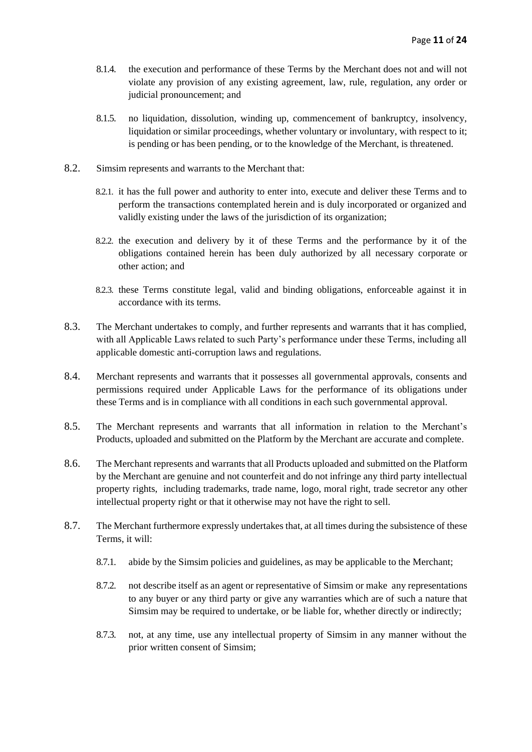8.1.4. the execution and performance of these Terms by the Merchant does not and will not violate any provision of any existing agreement, law, rule, regulation, any order or judicial pronouncement; and

8.1.5. no liquidation, dissolution, winding up, commencement of bankruptcy, insolvency, liquidation or similar proceedings, whether voluntary or involuntary, with respect to it; is pending or has been pending, or to the knowledge of the Merchant, is threatened.

8.2. Simsim represents and warrants to the Merchant that:

8.2.1. it has the full power and authority to enter into, execute and deliver these Terms and to perform the transactions contemplated herein and is duly incorporated or organized and validly existing under the laws of the jurisdiction of its organization;

8.2.2. the execution and delivery by it of these Terms and the performance by it of the obligations contained herein has been duly authorized by all necessary corporate or other action; and

8.2.3. these Terms constitute legal, valid and binding obligations, enforceable against it in accordance with its terms.

8.3. The Merchant undertakes to comply, and further represents and warrants that it has complied, with all Applicable Laws related to such Party's performance under these Terms, including all applicable domestic anti-corruption laws and regulations.

8.4. Merchant represents and warrants that it possesses all governmental approvals, consents and permissions required under Applicable Laws for the performance of its obligations under these Terms and is in compliance with all conditions in each such governmental approval.

8.5. The Merchant represents and warrants that all information in relation to the Merchant's Products, uploaded and submitted on the Platform by the Merchant are accurate and complete.

8.6. The Merchant represents and warrants that all Products uploaded and submitted on the Platform by the Merchant are genuine and not counterfeit and do not infringe any third party intellectual property rights, including trademarks, trade name, logo, moral right, trade secretor any other intellectual property right or that it otherwise may not have the right to sell.

8.7. The Merchant furthermore expressly undertakes that, at all times during the subsistence of these Terms, it will:

8.7.1. abide by the Simsim policies and guidelines, as may be applicable to the Merchant;

8.7.2. not describe itself as an agent or representative of Simsim or make any representations to any buyer or any third party or give any warranties which are of such a nature that Simsim may be required to undertake, or be liable for, whether directly or indirectly;

8.7.3. not, at any time, use any intellectual property of Simsim in any manner without the prior written consent of Simsim;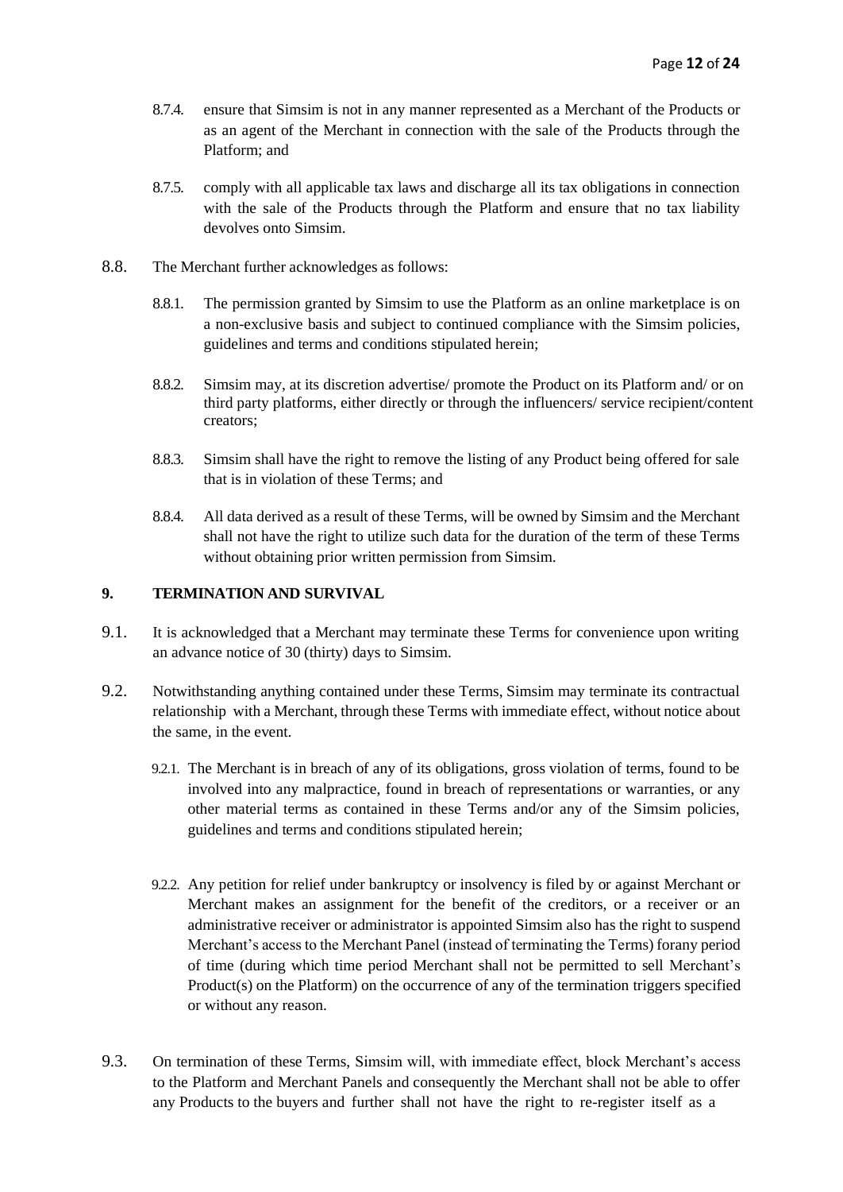8.7.4. ensure that Simsim is not in any manner represented as a Merchant of the Products or as an agent of the Merchant in connection with the sale of the Products through the Platform; and

8.7.5. comply with all applicable tax laws and discharge all its tax obligations in connection with the sale of the Products through the Platform and ensure that no tax liability devolves onto Simsim.

8.8. The Merchant further acknowledges as follows:

8.8.1. The permission granted by Simsim to use the Platform as an online marketplace is on a non-exclusive basis and subject to continued compliance with the Simsim policies, guidelines and terms and conditions stipulated herein;

8.8.2. Simsim may, at its discretion advertise/ promote the Product on its Platform and/ or on third party platforms, either directly or through the influencers/ service recipient/content creators;

8.8.3. Simsim shall have the right to remove the listing of any Product being offered for sale that is in violation of these Terms; and

8.8.4. All data derived as a result of these Terms, will be owned by Simsim and the Merchant shall not have the right to utilize such data for the duration of the term of these Terms without obtaining prior written permission from Simsim.

## 9. TERMINATION AND SURVIVAL

9.1. It is acknowledged that a Merchant may terminate these Terms for convenience upon writing an advance notice of 30 (thirty) days to Simsim.

9.2. Notwithstanding anything contained under these Terms, Simsim may terminate its contractual relationship with a Merchant, through these Terms with immediate effect, without notice about the same, in the event.

9.2.1. The Merchant is in breach of any of its obligations, gross violation of terms, found to be involved into any malpractice, found in breach of representations or warranties, or any other material terms as contained in these Terms and/or any of the Simsim policies, guidelines and terms and conditions stipulated herein;

9.2.2. Any petition for relief under bankruptcy or insolvency is filed by or against Merchant or Merchant makes an assignment for the benefit of the creditors, or a receiver or an administrative receiver or administrator is appointed Simsim also has the right to suspend Merchant's access to the Merchant Panel (instead of terminating the Terms) forany period of time (during which time period Merchant shall not be permitted to sell Merchant's Product(s) on the Platform) on the occurrence of any of the termination triggers specified or without any reason.

9.3. On termination of these Terms, Simsim will, with immediate effect, block Merchant's access to the Platform and Merchant Panels and consequently the Merchant shall not be able to offer any Products to the buyers and further shall not have the right to re-register itself as a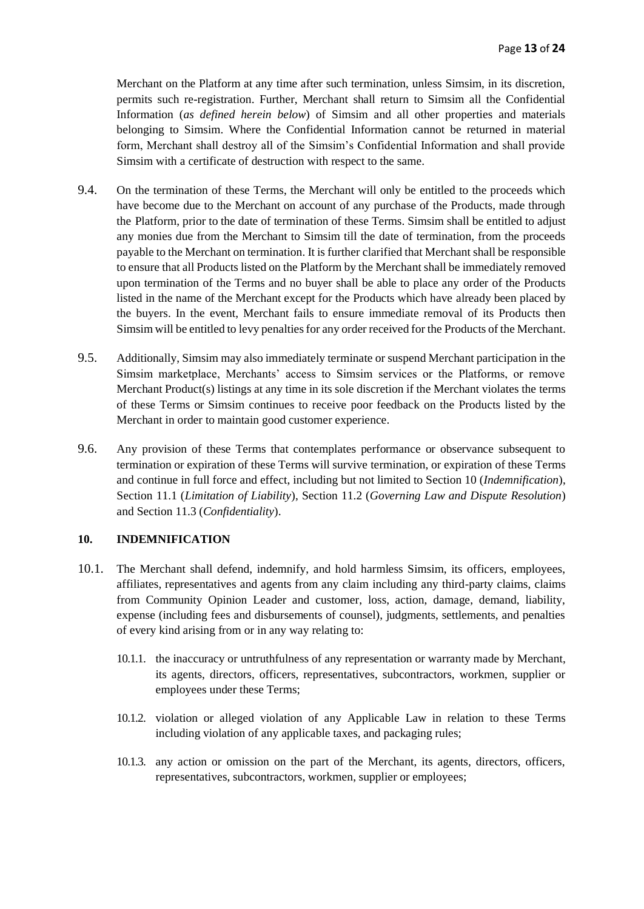Merchant on the Platform at any time after such termination, unless Simsim, in its discretion, permits such re-registration. Further, Merchant shall return to Simsim all the Confidential Information (*as defined herein below*) of Simsim and all other properties and materials belonging to Simsim. Where the Confidential Information cannot be returned in material form, Merchant shall destroy all of the Simsim's Confidential Information and shall provide Simsim with a certificate of destruction with respect to the same.

9.4. On the termination of these Terms, the Merchant will only be entitled to the proceeds which have become due to the Merchant on account of any purchase of the Products, made through the Platform, prior to the date of termination of these Terms. Simsim shall be entitled to adjust any monies due from the Merchant to Simsim till the date of termination, from the proceeds payable to the Merchant on termination. It is further clarified that Merchant shall be responsible to ensure that all Products listed on the Platform by the Merchant shall be immediately removed upon termination of the Terms and no buyer shall be able to place any order of the Products listed in the name of the Merchant except for the Products which have already been placed by the buyers. In the event, Merchant fails to ensure immediate removal of its Products then Simsim will be entitled to levy penalties for any order received for the Products of the Merchant.

9.5. Additionally, Simsim may also immediately terminate or suspend Merchant participation in the Simsim marketplace, Merchants' access to Simsim services or the Platforms, or remove Merchant Product(s) listings at any time in its sole discretion if the Merchant violates the terms of these Terms or Simsim continues to receive poor feedback on the Products listed by the Merchant in order to maintain good customer experience.

9.6. Any provision of these Terms that contemplates performance or observance subsequent to termination or expiration of these Terms will survive termination, or expiration of these Terms and continue in full force and effect, including but not limited to Section 10 (*Indemnification*), Section 11.1 (*Limitation of Liability*), Section 11.2 (*Governing Law and Dispute Resolution*) and Section 11.3 (*Confidentiality*).

## 10. INDEMNIFICATION

10.1. The Merchant shall defend, indemnify, and hold harmless Simsim, its officers, employees, affiliates, representatives and agents from any claim including any third-party claims, claims from Community Opinion Leader and customer, loss, action, damage, demand, liability, expense (including fees and disbursements of counsel), judgments, settlements, and penalties of every kind arising from or in any way relating to:

10.1.1. the inaccuracy or untruthfulness of any representation or warranty made by Merchant, its agents, directors, officers, representatives, subcontractors, workmen, supplier or employees under these Terms;

10.1.2. violation or alleged violation of any Applicable Law in relation to these Terms including violation of any applicable taxes, and packaging rules;

10.1.3. any action or omission on the part of the Merchant, its agents, directors, officers, representatives, subcontractors, workmen, supplier or employees;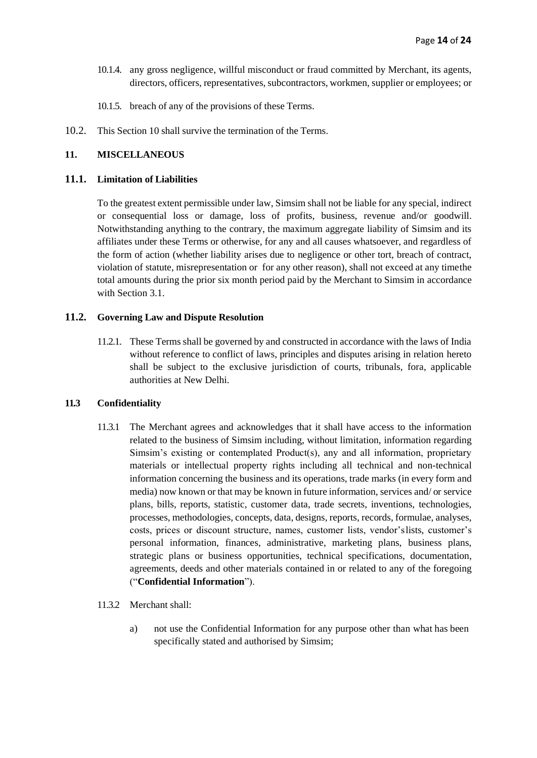10.1.4. any gross negligence, willful misconduct or fraud committed by Merchant, its agents, directors, officers, representatives, subcontractors, workmen, supplier or employees; or

10.1.5. breach of any of the provisions of these Terms.

10.2. This Section 10 shall survive the termination of the Terms.

## 11. MISCELLANEOUS

### 11.1. Limitation of Liabilities

To the greatest extent permissible under law, Simsim shall not be liable for any special, indirect or consequential loss or damage, loss of profits, business, revenue and/or goodwill. Notwithstanding anything to the contrary, the maximum aggregate liability of Simsim and its affiliates under these Terms or otherwise, for any and all causes whatsoever, and regardless of the form of action (whether liability arises due to negligence or other tort, breach of contract, violation of statute, misrepresentation or for any other reason), shall not exceed at any timethe total amounts during the prior six month period paid by the Merchant to Simsim in accordance with Section 3.1.

### 11.2. Governing Law and Dispute Resolution

11.2.1. These Terms shall be governed by and constructed in accordance with the laws of India without reference to conflict of laws, principles and disputes arising in relation hereto shall be subject to the exclusive jurisdiction of courts, tribunals, fora, applicable authorities at New Delhi.

### 11.3 Confidentiality

11.3.1 The Merchant agrees and acknowledges that it shall have access to the information related to the business of Simsim including, without limitation, information regarding Simsim's existing or contemplated Product(s), any and all information, proprietary materials or intellectual property rights including all technical and non-technical information concerning the business and its operations, trade marks (in every form and media) now known or that may be known in future information, services and/ or service plans, bills, reports, statistic, customer data, trade secrets, inventions, technologies, processes, methodologies, concepts, data, designs, reports, records, formulae, analyses, costs, prices or discount structure, names, customer lists, vendor'slists, customer's personal information, finances, administrative, marketing plans, business plans, strategic plans or business opportunities, technical specifications, documentation, agreements, deeds and other materials contained in or related to any of the foregoing ("**Confidential Information**").

11.3.2 Merchant shall:

a) not use the Confidential Information for any purpose other than what has been specifically stated and authorised by Simsim;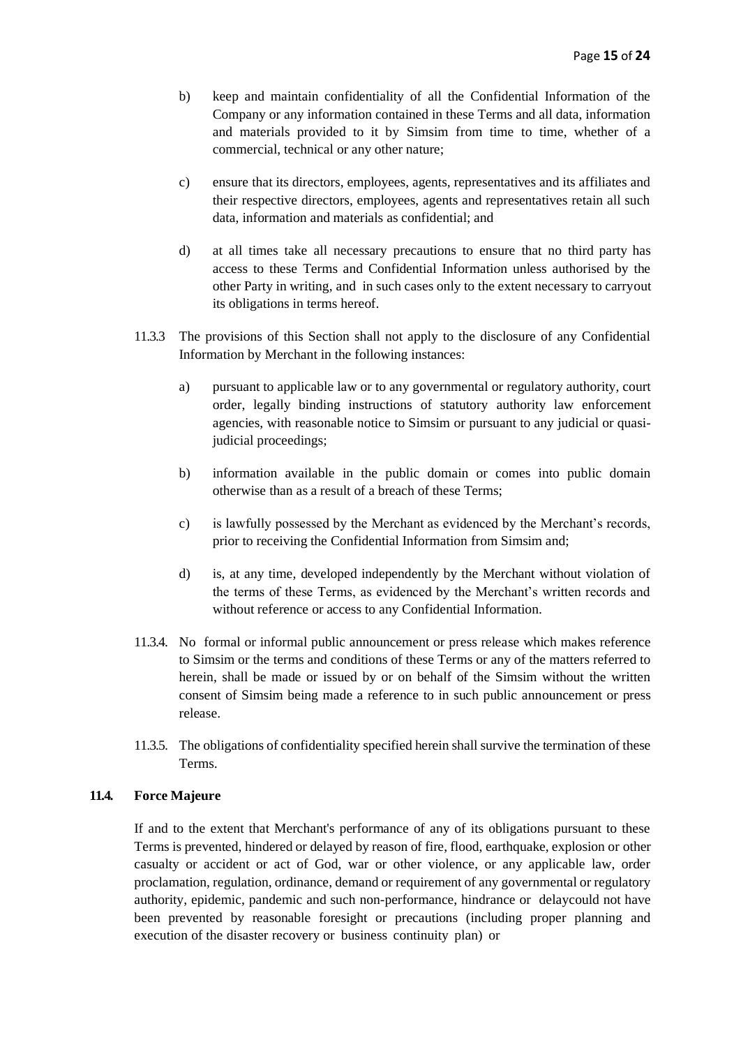b) keep and maintain confidentiality of all the Confidential Information of the Company or any information contained in these Terms and all data, information and materials provided to it by Simsim from time to time, whether of a commercial, technical or any other nature;

c) ensure that its directors, employees, agents, representatives and its affiliates and their respective directors, employees, agents and representatives retain all such data, information and materials as confidential; and

d) at all times take all necessary precautions to ensure that no third party has access to these Terms and Confidential Information unless authorised by the other Party in writing, and in such cases only to the extent necessary to carryout its obligations in terms hereof.

11.3.3 The provisions of this Section shall not apply to the disclosure of any Confidential Information by Merchant in the following instances:

a) pursuant to applicable law or to any governmental or regulatory authority, court order, legally binding instructions of statutory authority law enforcement agencies, with reasonable notice to Simsim or pursuant to any judicial or quasi-judicial proceedings;

b) information available in the public domain or comes into public domain otherwise than as a result of a breach of these Terms;

c) is lawfully possessed by the Merchant as evidenced by the Merchant's records, prior to receiving the Confidential Information from Simsim and;

d) is, at any time, developed independently by the Merchant without violation of the terms of these Terms, as evidenced by the Merchant's written records and without reference or access to any Confidential Information.

11.3.4. No formal or informal public announcement or press release which makes reference to Simsim or the terms and conditions of these Terms or any of the matters referred to herein, shall be made or issued by or on behalf of the Simsim without the written consent of Simsim being made a reference to in such public announcement or press release.

11.3.5. The obligations of confidentiality specified herein shall survive the termination of these Terms.

**11.4. Force Majeure**

If and to the extent that Merchant's performance of any of its obligations pursuant to these Terms is prevented, hindered or delayed by reason of fire, flood, earthquake, explosion or other casualty or accident or act of God, war or other violence, or any applicable law, order proclamation, regulation, ordinance, demand or requirement of any governmental or regulatory authority, epidemic, pandemic and such non-performance, hindrance or delaycould not have been prevented by reasonable foresight or precautions (including proper planning and execution of the disaster recovery or business continuity plan) or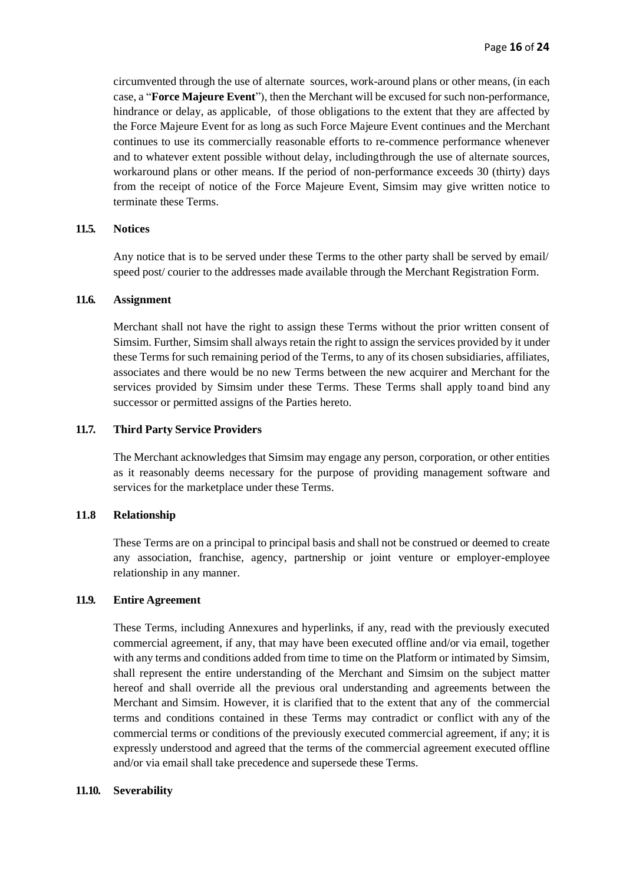circumvented through the use of alternate sources, work-around plans or other means, (in each case, a "**Force Majeure Event**"), then the Merchant will be excused for such non-performance, hindrance or delay, as applicable, of those obligations to the extent that they are affected by the Force Majeure Event for as long as such Force Majeure Event continues and the Merchant continues to use its commercially reasonable efforts to re-commence performance whenever and to whatever extent possible without delay, includingthrough the use of alternate sources, workaround plans or other means. If the period of non-performance exceeds 30 (thirty) days from the receipt of notice of the Force Majeure Event, Simsim may give written notice to terminate these Terms.

### 11.5. Notices

Any notice that is to be served under these Terms to the other party shall be served by email/ speed post/ courier to the addresses made available through the Merchant Registration Form.

### 11.6. Assignment

Merchant shall not have the right to assign these Terms without the prior written consent of Simsim. Further, Simsim shall always retain the right to assign the services provided by it under these Terms for such remaining period of the Terms, to any of its chosen subsidiaries, affiliates, associates and there would be no new Terms between the new acquirer and Merchant for the services provided by Simsim under these Terms. These Terms shall apply toand bind any successor or permitted assigns of the Parties hereto.

### 11.7. Third Party Service Providers

The Merchant acknowledges that Simsim may engage any person, corporation, or other entities as it reasonably deems necessary for the purpose of providing management software and services for the marketplace under these Terms.

### 11.8 Relationship

These Terms are on a principal to principal basis and shall not be construed or deemed to create any association, franchise, agency, partnership or joint venture or employer-employee relationship in any manner.

### 11.9. Entire Agreement

These Terms, including Annexures and hyperlinks, if any, read with the previously executed commercial agreement, if any, that may have been executed offline and/or via email, together with any terms and conditions added from time to time on the Platform or intimated by Simsim, shall represent the entire understanding of the Merchant and Simsim on the subject matter hereof and shall override all the previous oral understanding and agreements between the Merchant and Simsim. However, it is clarified that to the extent that any of the commercial terms and conditions contained in these Terms may contradict or conflict with any of the commercial terms or conditions of the previously executed commercial agreement, if any; it is expressly understood and agreed that the terms of the commercial agreement executed offline and/or via email shall take precedence and supersede these Terms.

### 11.10. Severability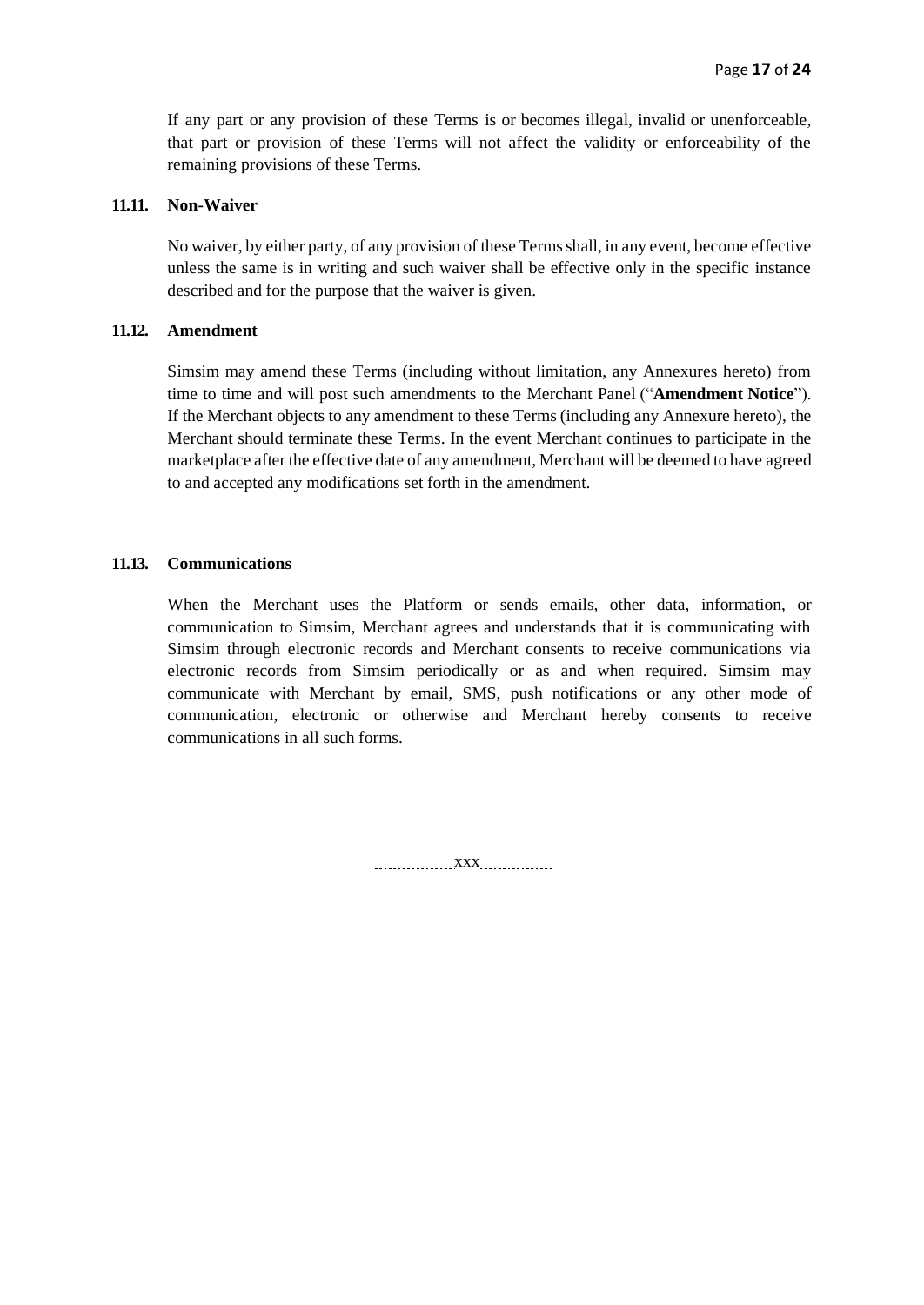If any part or any provision of these Terms is or becomes illegal, invalid or unenforceable, that part or provision of these Terms will not affect the validity or enforceability of the remaining provisions of these Terms.

### 11.11. Non-Waiver

No waiver, by either party, of any provision of these Terms shall, in any event, become effective unless the same is in writing and such waiver shall be effective only in the specific instance described and for the purpose that the waiver is given.

### 11.12. Amendment

Simsim may amend these Terms (including without limitation, any Annexures hereto) from time to time and will post such amendments to the Merchant Panel ("**Amendment Notice**"). If the Merchant objects to any amendment to these Terms (including any Annexure hereto), the Merchant should terminate these Terms. In the event Merchant continues to participate in the marketplace after the effective date of any amendment, Merchant will be deemed to have agreed to and accepted any modifications set forth in the amendment.

### 11.13. Communications

When the Merchant uses the Platform or sends emails, other data, information, or communication to Simsim, Merchant agrees and understands that it is communicating with Simsim through electronic records and Merchant consents to receive communications via electronic records from Simsim periodically or as and when required. Simsim may communicate with Merchant by email, SMS, push notifications or any other mode of communication, electronic or otherwise and Merchant hereby consents to receive communications in all such forms.

xxx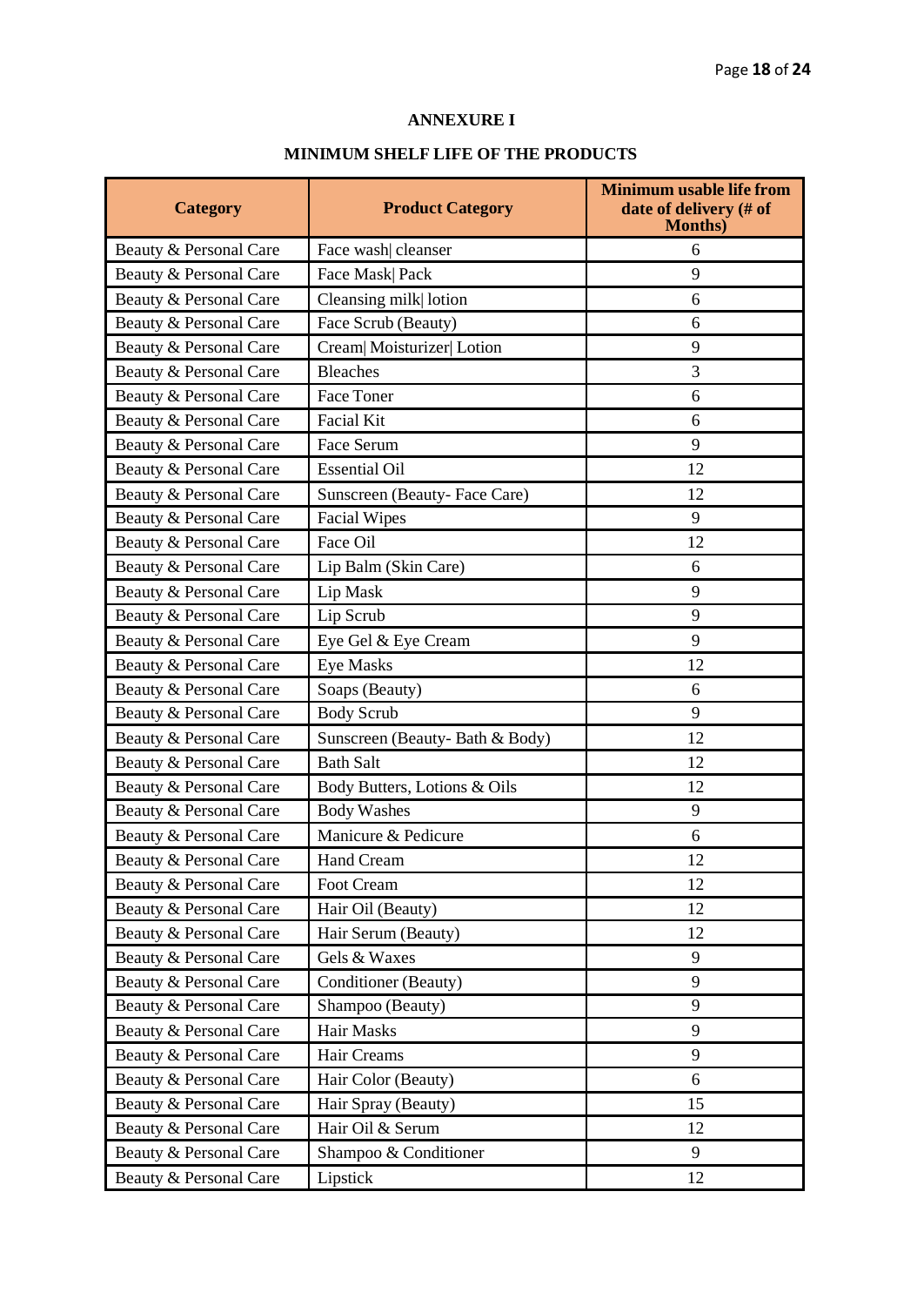## ANNEXURE I

## MINIMUM SHELF LIFE OF THE PRODUCTS

| Category | Product Category | Minimum usable life from date of delivery (# of Months) |
|---|---|---|
| Beauty & Personal Care | Face wash\| cleanser | 6 |
| Beauty & Personal Care | Face Mask\| Pack | 9 |
| Beauty & Personal Care | Cleansing milk\| lotion | 6 |
| Beauty & Personal Care | Face Scrub (Beauty) | 6 |
| Beauty & Personal Care | Cream\| Moisturizer\| Lotion | 9 |
| Beauty & Personal Care | Bleaches | 3 |
| Beauty & Personal Care | Face Toner | 6 |
| Beauty & Personal Care | Facial Kit | 6 |
| Beauty & Personal Care | Face Serum | 9 |
| Beauty & Personal Care | Essential Oil | 12 |
| Beauty & Personal Care | Sunscreen (Beauty- Face Care) | 12 |
| Beauty & Personal Care | Facial Wipes | 9 |
| Beauty & Personal Care | Face Oil | 12 |
| Beauty & Personal Care | Lip Balm (Skin Care) | 6 |
| Beauty & Personal Care | Lip Mask | 9 |
| Beauty & Personal Care | Lip Scrub | 9 |
| Beauty & Personal Care | Eye Gel & Eye Cream | 9 |
| Beauty & Personal Care | Eye Masks | 12 |
| Beauty & Personal Care | Soaps (Beauty) | 6 |
| Beauty & Personal Care | Body Scrub | 9 |
| Beauty & Personal Care | Sunscreen (Beauty- Bath & Body) | 12 |
| Beauty & Personal Care | Bath Salt | 12 |
| Beauty & Personal Care | Body Butters, Lotions & Oils | 12 |
| Beauty & Personal Care | Body Washes | 9 |
| Beauty & Personal Care | Manicure & Pedicure | 6 |
| Beauty & Personal Care | Hand Cream | 12 |
| Beauty & Personal Care | Foot Cream | 12 |
| Beauty & Personal Care | Hair Oil (Beauty) | 12 |
| Beauty & Personal Care | Hair Serum (Beauty) | 12 |
| Beauty & Personal Care | Gels & Waxes | 9 |
| Beauty & Personal Care | Conditioner (Beauty) | 9 |
| Beauty & Personal Care | Shampoo (Beauty) | 9 |
| Beauty & Personal Care | Hair Masks | 9 |
| Beauty & Personal Care | Hair Creams | 9 |
| Beauty & Personal Care | Hair Color (Beauty) | 6 |
| Beauty & Personal Care | Hair Spray (Beauty) | 15 |
| Beauty & Personal Care | Hair Oil & Serum | 12 |
| Beauty & Personal Care | Shampoo & Conditioner | 9 |
| Beauty & Personal Care | Lipstick | 12 |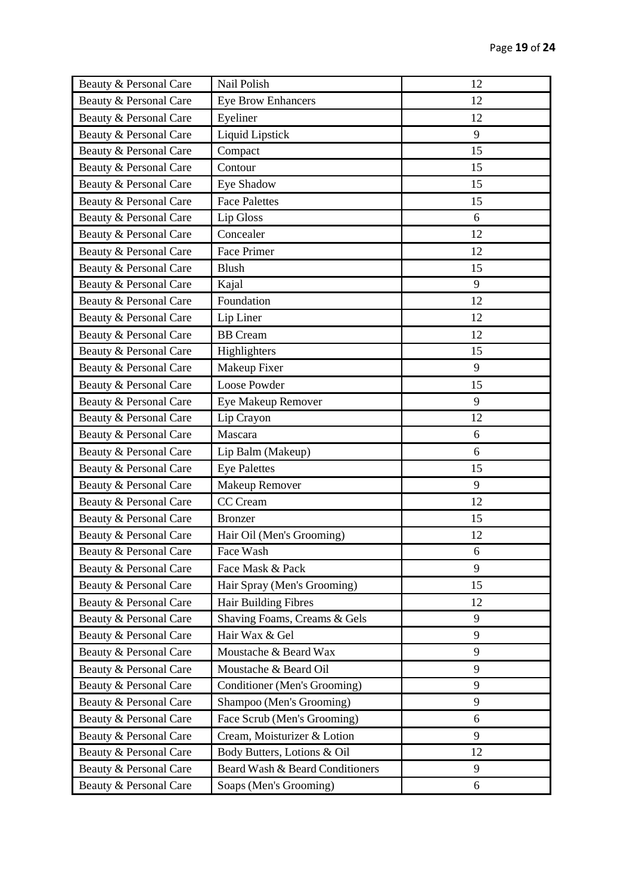| Beauty & Personal Care | Nail Polish | 12 |
|---|---|---|
| Beauty & Personal Care | Eye Brow Enhancers | 12 |
| Beauty & Personal Care | Eyeliner | 12 |
| Beauty & Personal Care | Liquid Lipstick | 9 |
| Beauty & Personal Care | Compact | 15 |
| Beauty & Personal Care | Contour | 15 |
| Beauty & Personal Care | Eye Shadow | 15 |
| Beauty & Personal Care | Face Palettes | 15 |
| Beauty & Personal Care | Lip Gloss | 6 |
| Beauty & Personal Care | Concealer | 12 |
| Beauty & Personal Care | Face Primer | 12 |
| Beauty & Personal Care | Blush | 15 |
| Beauty & Personal Care | Kajal | 9 |
| Beauty & Personal Care | Foundation | 12 |
| Beauty & Personal Care | Lip Liner | 12 |
| Beauty & Personal Care | BB Cream | 12 |
| Beauty & Personal Care | Highlighters | 15 |
| Beauty & Personal Care | Makeup Fixer | 9 |
| Beauty & Personal Care | Loose Powder | 15 |
| Beauty & Personal Care | Eye Makeup Remover | 9 |
| Beauty & Personal Care | Lip Crayon | 12 |
| Beauty & Personal Care | Mascara | 6 |
| Beauty & Personal Care | Lip Balm (Makeup) | 6 |
| Beauty & Personal Care | Eye Palettes | 15 |
| Beauty & Personal Care | Makeup Remover | 9 |
| Beauty & Personal Care | CC Cream | 12 |
| Beauty & Personal Care | Bronzer | 15 |
| Beauty & Personal Care | Hair Oil (Men's Grooming) | 12 |
| Beauty & Personal Care | Face Wash | 6 |
| Beauty & Personal Care | Face Mask & Pack | 9 |
| Beauty & Personal Care | Hair Spray (Men's Grooming) | 15 |
| Beauty & Personal Care | Hair Building Fibres | 12 |
| Beauty & Personal Care | Shaving Foams, Creams & Gels | 9 |
| Beauty & Personal Care | Hair Wax & Gel | 9 |
| Beauty & Personal Care | Moustache & Beard Wax | 9 |
| Beauty & Personal Care | Moustache & Beard Oil | 9 |
| Beauty & Personal Care | Conditioner (Men's Grooming) | 9 |
| Beauty & Personal Care | Shampoo (Men's Grooming) | 9 |
| Beauty & Personal Care | Face Scrub (Men's Grooming) | 6 |
| Beauty & Personal Care | Cream, Moisturizer & Lotion | 9 |
| Beauty & Personal Care | Body Butters, Lotions & Oil | 12 |
| Beauty & Personal Care | Beard Wash & Beard Conditioners | 9 |
| Beauty & Personal Care | Soaps (Men's Grooming) | 6 |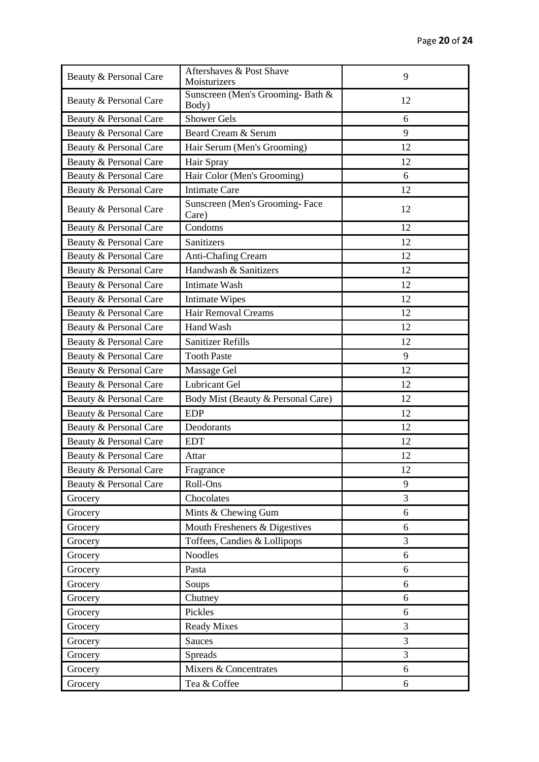| Beauty & Personal Care | Aftershaves & Post Shave Moisturizers | 9 |
|---|---|---|
| Beauty & Personal Care | Sunscreen (Men's Grooming- Bath & Body) | 12 |
| Beauty & Personal Care | Shower Gels | 6 |
| Beauty & Personal Care | Beard Cream & Serum | 9 |
| Beauty & Personal Care | Hair Serum (Men's Grooming) | 12 |
| Beauty & Personal Care | Hair Spray | 12 |
| Beauty & Personal Care | Hair Color (Men's Grooming) | 6 |
| Beauty & Personal Care | Intimate Care | 12 |
| Beauty & Personal Care | Sunscreen (Men's Grooming- Face Care) | 12 |
| Beauty & Personal Care | Condoms | 12 |
| Beauty & Personal Care | Sanitizers | 12 |
| Beauty & Personal Care | Anti-Chafing Cream | 12 |
| Beauty & Personal Care | Handwash & Sanitizers | 12 |
| Beauty & Personal Care | Intimate Wash | 12 |
| Beauty & Personal Care | Intimate Wipes | 12 |
| Beauty & Personal Care | Hair Removal Creams | 12 |
| Beauty & Personal Care | Hand Wash | 12 |
| Beauty & Personal Care | Sanitizer Refills | 12 |
| Beauty & Personal Care | Tooth Paste | 9 |
| Beauty & Personal Care | Massage Gel | 12 |
| Beauty & Personal Care | Lubricant Gel | 12 |
| Beauty & Personal Care | Body Mist (Beauty & Personal Care) | 12 |
| Beauty & Personal Care | EDP | 12 |
| Beauty & Personal Care | Deodorants | 12 |
| Beauty & Personal Care | EDT | 12 |
| Beauty & Personal Care | Attar | 12 |
| Beauty & Personal Care | Fragrance | 12 |
| Beauty & Personal Care | Roll-Ons | 9 |
| Grocery | Chocolates | 3 |
| Grocery | Mints & Chewing Gum | 6 |
| Grocery | Mouth Fresheners & Digestives | 6 |
| Grocery | Toffees, Candies & Lollipops | 3 |
| Grocery | Noodles | 6 |
| Grocery | Pasta | 6 |
| Grocery | Soups | 6 |
| Grocery | Chutney | 6 |
| Grocery | Pickles | 6 |
| Grocery | Ready Mixes | 3 |
| Grocery | Sauces | 3 |
| Grocery | Spreads | 3 |
| Grocery | Mixers & Concentrates | 6 |
| Grocery | Tea & Coffee | 6 |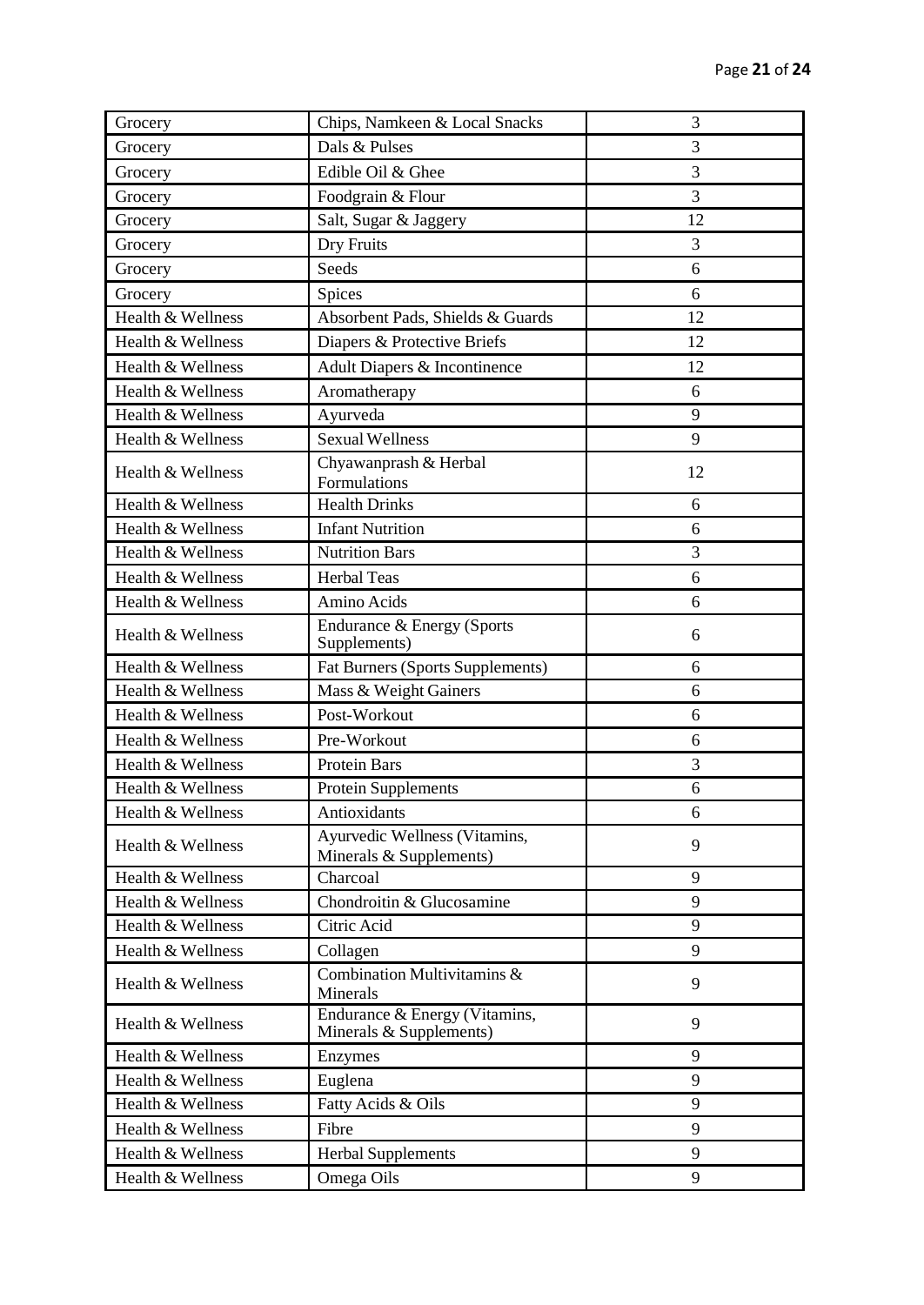| Grocery | Chips, Namkeen & Local Snacks | 3 |
|---|---|---|
| Grocery | Dals & Pulses | 3 |
| Grocery | Edible Oil & Ghee | 3 |
| Grocery | Foodgrain & Flour | 3 |
| Grocery | Salt, Sugar & Jaggery | 12 |
| Grocery | Dry Fruits | 3 |
| Grocery | Seeds | 6 |
| Grocery | Spices | 6 |
| Health & Wellness | Absorbent Pads, Shields & Guards | 12 |
| Health & Wellness | Diapers & Protective Briefs | 12 |
| Health & Wellness | Adult Diapers & Incontinence | 12 |
| Health & Wellness | Aromatherapy | 6 |
| Health & Wellness | Ayurveda | 9 |
| Health & Wellness | Sexual Wellness | 9 |
| Health & Wellness | Chyawanprash & Herbal Formulations | 12 |
| Health & Wellness | Health Drinks | 6 |
| Health & Wellness | Infant Nutrition | 6 |
| Health & Wellness | Nutrition Bars | 3 |
| Health & Wellness | Herbal Teas | 6 |
| Health & Wellness | Amino Acids | 6 |
| Health & Wellness | Endurance & Energy (Sports Supplements) | 6 |
| Health & Wellness | Fat Burners (Sports Supplements) | 6 |
| Health & Wellness | Mass & Weight Gainers | 6 |
| Health & Wellness | Post-Workout | 6 |
| Health & Wellness | Pre-Workout | 6 |
| Health & Wellness | Protein Bars | 3 |
| Health & Wellness | Protein Supplements | 6 |
| Health & Wellness | Antioxidants | 6 |
| Health & Wellness | Ayurvedic Wellness (Vitamins, Minerals & Supplements) | 9 |
| Health & Wellness | Charcoal | 9 |
| Health & Wellness | Chondroitin & Glucosamine | 9 |
| Health & Wellness | Citric Acid | 9 |
| Health & Wellness | Collagen | 9 |
| Health & Wellness | Combination Multivitamins & Minerals | 9 |
| Health & Wellness | Endurance & Energy (Vitamins, Minerals & Supplements) | 9 |
| Health & Wellness | Enzymes | 9 |
| Health & Wellness | Euglena | 9 |
| Health & Wellness | Fatty Acids & Oils | 9 |
| Health & Wellness | Fibre | 9 |
| Health & Wellness | Herbal Supplements | 9 |
| Health & Wellness | Omega Oils | 9 |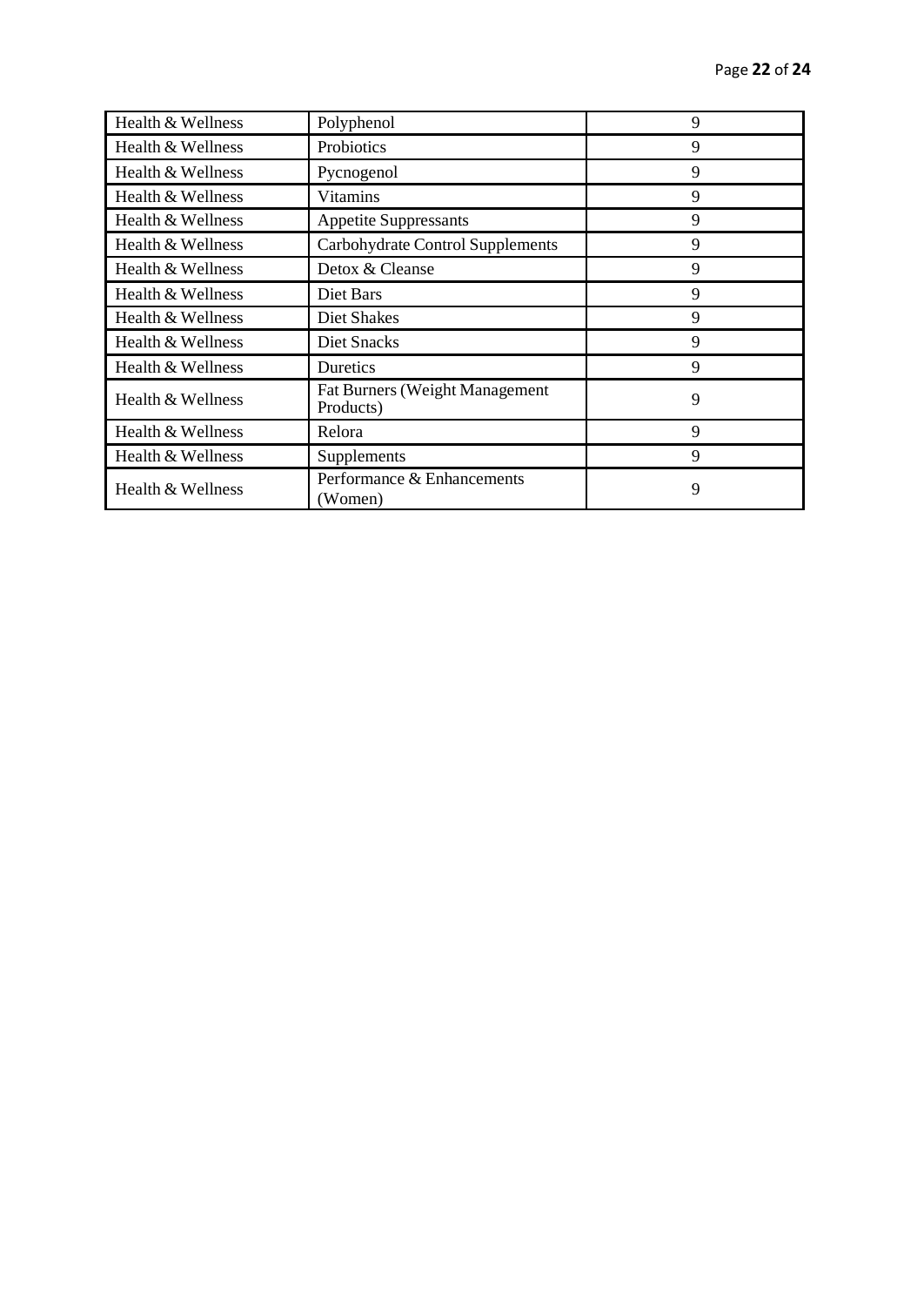| Health & Wellness | Polyphenol | 9 |
|---|---|---|
| Health & Wellness | Probiotics | 9 |
| Health & Wellness | Pycnogenol | 9 |
| Health & Wellness | Vitamins | 9 |
| Health & Wellness | Appetite Suppressants | 9 |
| Health & Wellness | Carbohydrate Control Supplements | 9 |
| Health & Wellness | Detox & Cleanse | 9 |
| Health & Wellness | Diet Bars | 9 |
| Health & Wellness | Diet Shakes | 9 |
| Health & Wellness | Diet Snacks | 9 |
| Health & Wellness | Duretics | 9 |
| Health & Wellness | Fat Burners (Weight Management Products) | 9 |
| Health & Wellness | Relora | 9 |
| Health & Wellness | Supplements | 9 |
| Health & Wellness | Performance & Enhancements (Women) | 9 |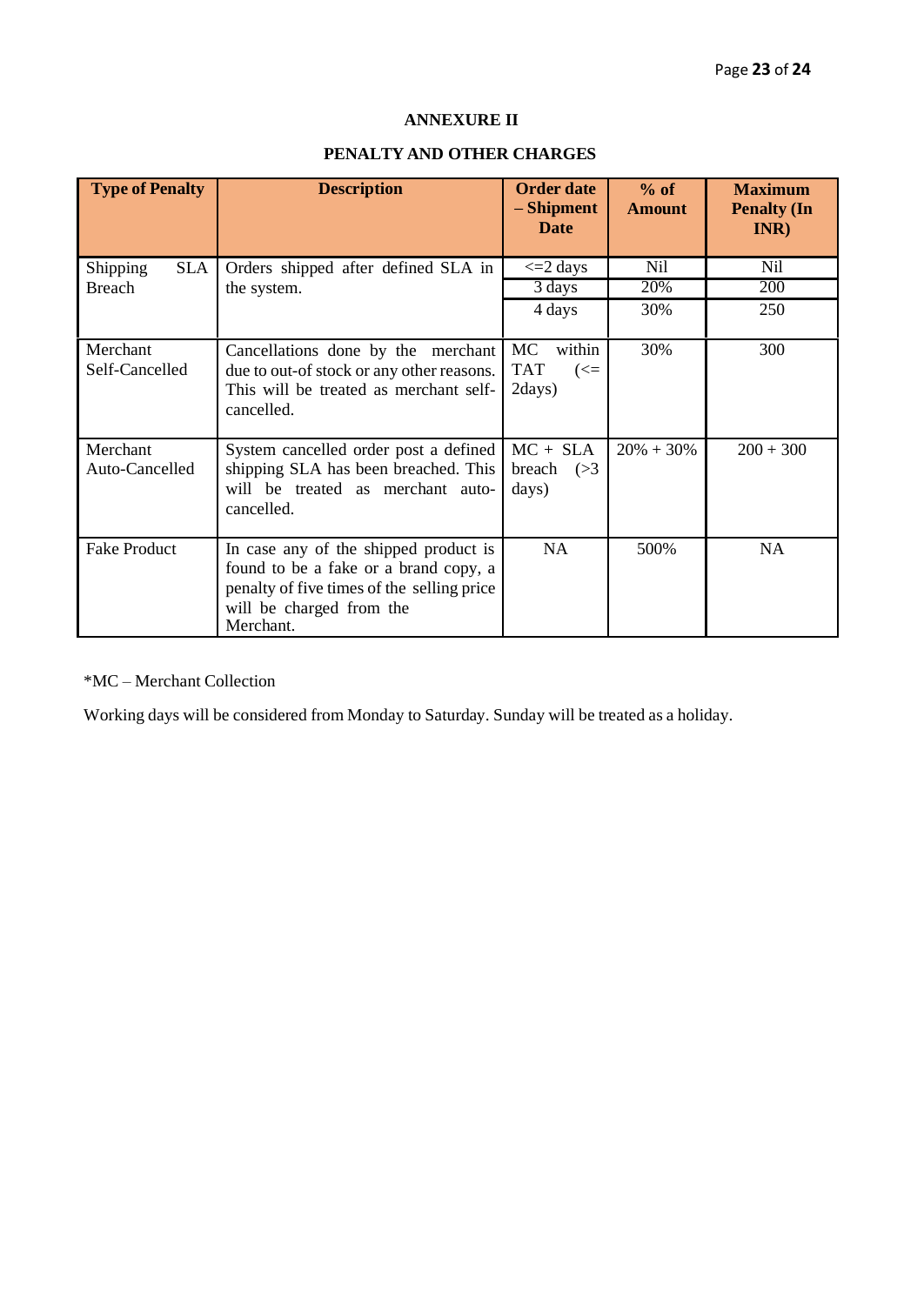## ANNEXURE II

## PENALTY AND OTHER CHARGES

| Type of Penalty | Description | Order date – Shipment Date | % of Amount | Maximum Penalty (In INR) |
|---|---|---|---|---|
| Shipping SLA Breach | Orders shipped after defined SLA in the system. | <=2 days | Nil | Nil |
| | | 3 days | 20% | 200 |
| | | 4 days | 30% | 250 |
| Merchant Self-Cancelled | Cancellations done by the merchant due to out-of stock or any other reasons. This will be treated as merchant self-cancelled. | MC within TAT (<= 2days) | 30% | 300 |
| Merchant Auto-Cancelled | System cancelled order post a defined shipping SLA has been breached. This will be treated as merchant auto-cancelled. | MC + SLA breach (>3 days) | 20% + 30% | 200 + 300 |
| Fake Product | In case any of the shipped product is found to be a fake or a brand copy, a penalty of five times of the selling price will be charged from the Merchant. | NA | 500% | NA |

*MC – Merchant Collection

Working days will be considered from Monday to Saturday. Sunday will be treated as a holiday.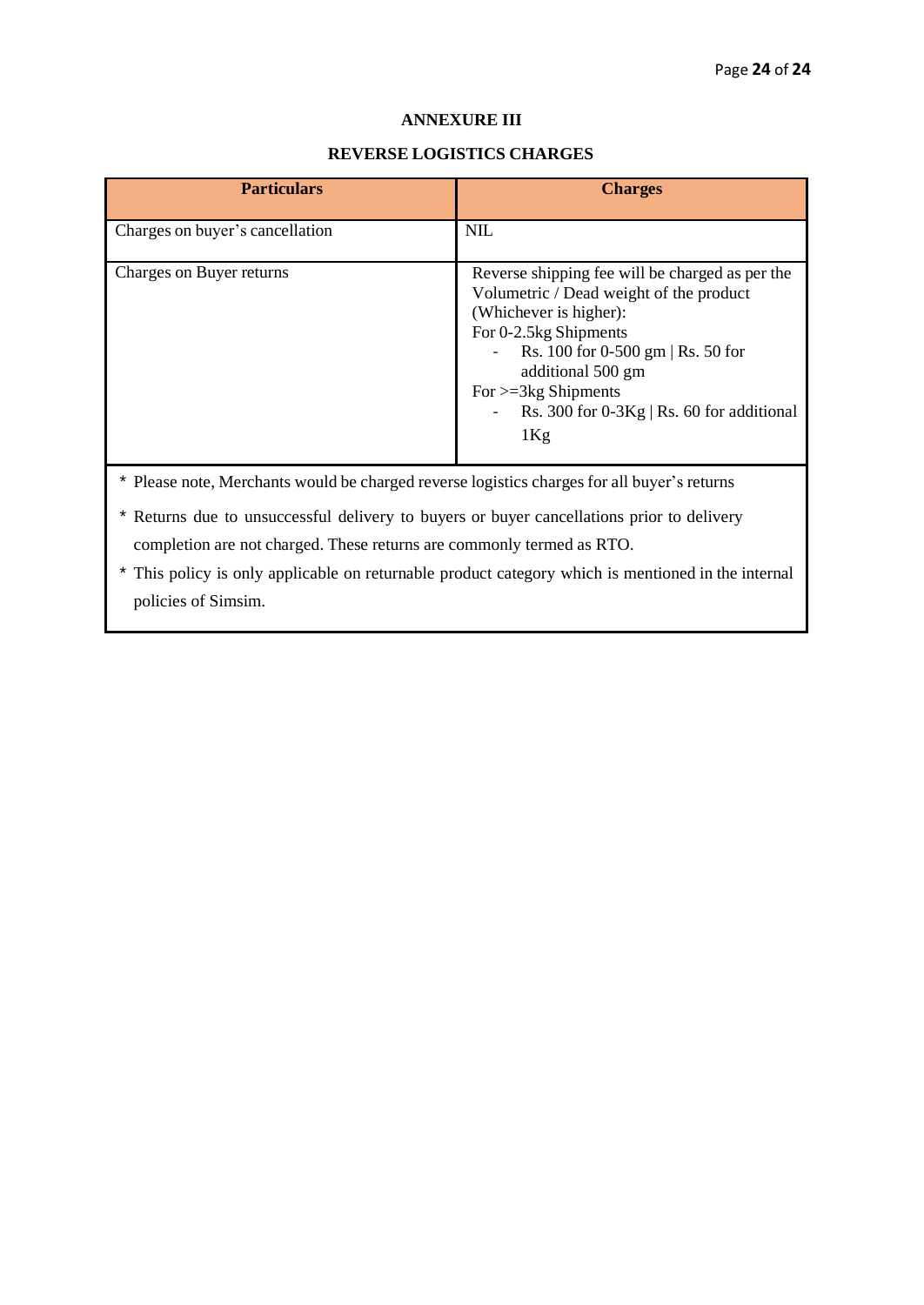## ANNEXURE III

## REVERSE LOGISTICS CHARGES

| Particulars | Charges |
| --- | --- |
| Charges on buyer's cancellation | NIL |
| Charges on Buyer returns | Reverse shipping fee will be charged as per the Volumetric / Dead weight of the product (Whichever is higher):<br>For 0-2.5kg Shipments<br>- Rs. 100 for 0-500 gm \| Rs. 50 for additional 500 gm<br>For >=3kg Shipments<br>- Rs. 300 for 0-3Kg \| Rs. 60 for additional 1Kg |

* Please note, Merchants would be charged reverse logistics charges for all buyer's returns
* Returns due to unsuccessful delivery to buyers or buyer cancellations prior to delivery completion are not charged. These returns are commonly termed as RTO.
* This policy is only applicable on returnable product category which is mentioned in the internal policies of Simsim.